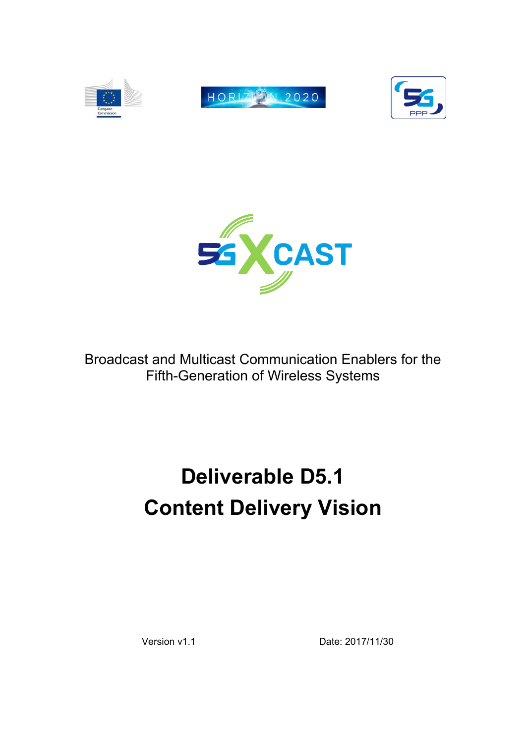Broadcast and Multicast Communication Enablers for the Fifth-Generation of Wireless Systems

# Deliverable D5.1
# Content Delivery Vision

Version v1.1

Date: 2017/11/30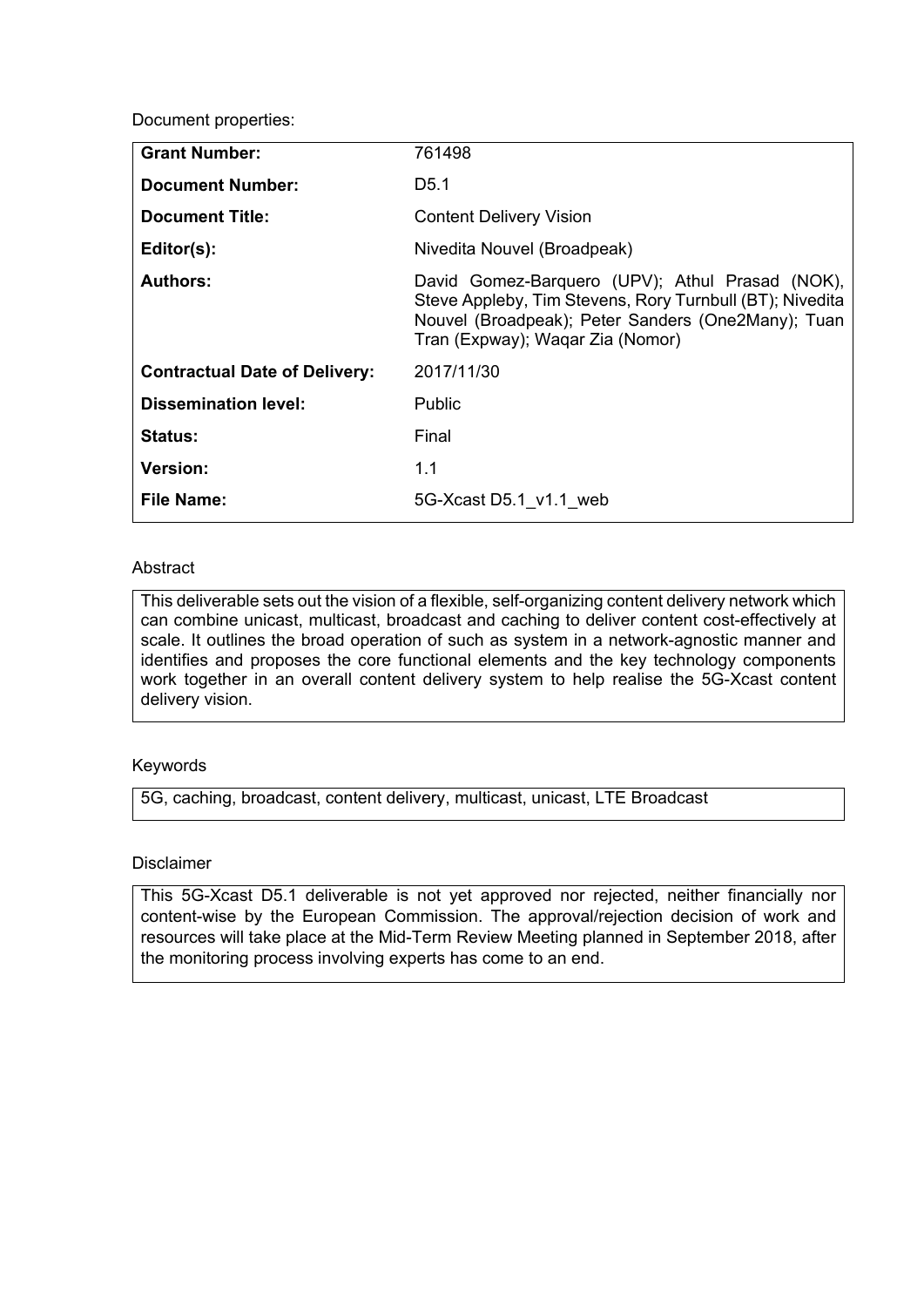Document properties:

| **Grant Number:** | 761498 |
|---|---|
| **Document Number:** | D5.1 |
| **Document Title:** | Content Delivery Vision |
| **Editor(s):** | Nivedita Nouvel (Broadpeak) |
| **Authors:** | David Gomez-Barquero (UPV); Athul Prasad (NOK), Steve Appleby, Tim Stevens, Rory Turnbull (BT); Nivedita Nouvel (Broadpeak); Peter Sanders (One2Many); Tuan Tran (Expway); Waqar Zia (Nomor) |
| **Contractual Date of Delivery:** | 2017/11/30 |
| **Dissemination level:** | Public |
| **Status:** | Final |
| **Version:** | 1.1 |
| **File Name:** | 5G-Xcast D5.1_v1.1_web |

Abstract

This deliverable sets out the vision of a flexible, self-organizing content delivery network which can combine unicast, multicast, broadcast and caching to deliver content cost-effectively at scale. It outlines the broad operation of such as system in a network-agnostic manner and identifies and proposes the core functional elements and the key technology components work together in an overall content delivery system to help realise the 5G-Xcast content delivery vision.

Keywords

5G, caching, broadcast, content delivery, multicast, unicast, LTE Broadcast

Disclaimer

This 5G-Xcast D5.1 deliverable is not yet approved nor rejected, neither financially nor content-wise by the European Commission. The approval/rejection decision of work and resources will take place at the Mid-Term Review Meeting planned in September 2018, after the monitoring process involving experts has come to an end.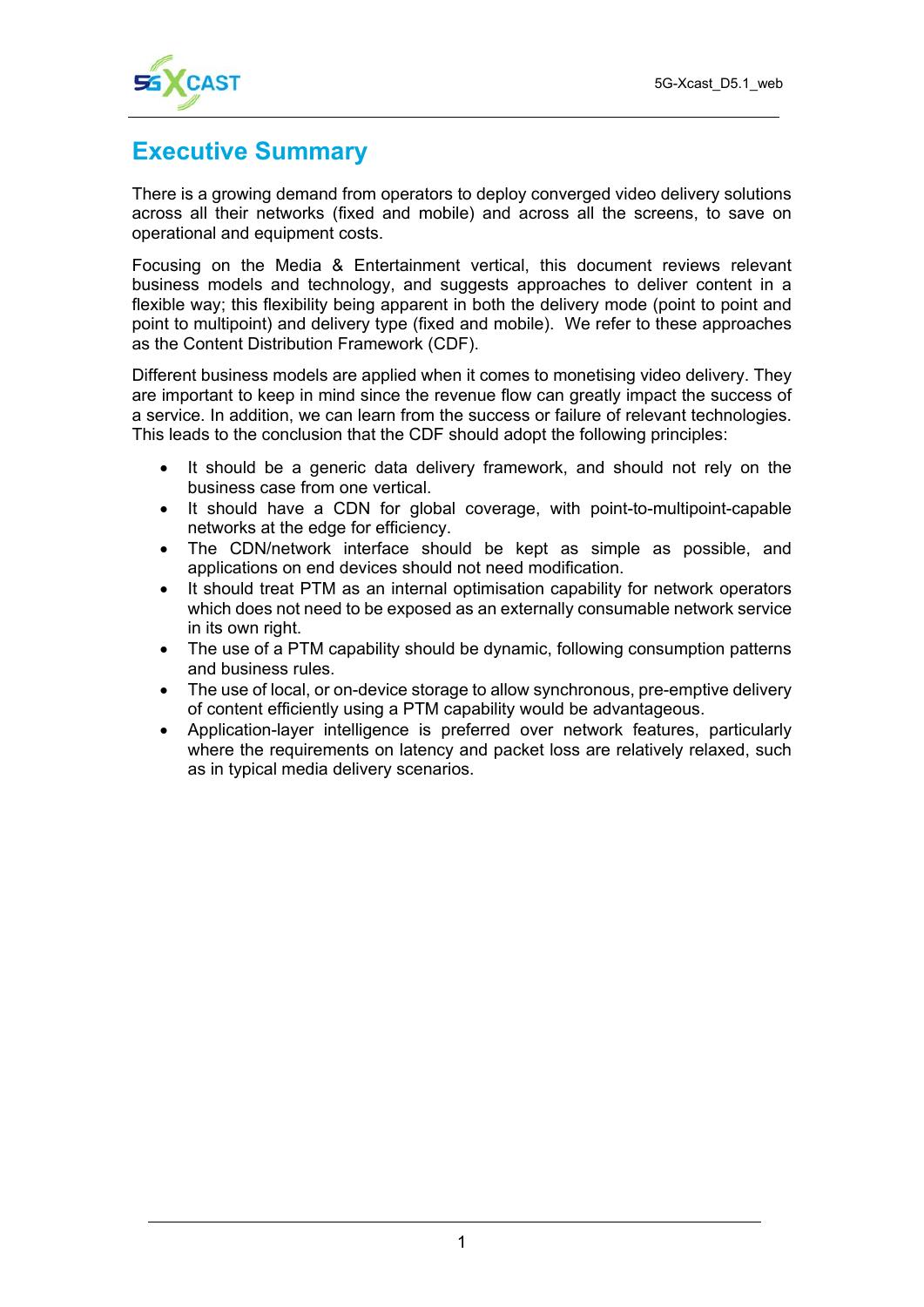# Executive Summary

There is a growing demand from operators to deploy converged video delivery solutions across all their networks (fixed and mobile) and across all the screens, to save on operational and equipment costs.

Focusing on the Media & Entertainment vertical, this document reviews relevant business models and technology, and suggests approaches to deliver content in a flexible way; this flexibility being apparent in both the delivery mode (point to point and point to multipoint) and delivery type (fixed and mobile). We refer to these approaches as the Content Distribution Framework (CDF).

Different business models are applied when it comes to monetising video delivery. They are important to keep in mind since the revenue flow can greatly impact the success of a service. In addition, we can learn from the success or failure of relevant technologies. This leads to the conclusion that the CDF should adopt the following principles:

- It should be a generic data delivery framework, and should not rely on the business case from one vertical.
- It should have a CDN for global coverage, with point-to-multipoint-capable networks at the edge for efficiency.
- The CDN/network interface should be kept as simple as possible, and applications on end devices should not need modification.
- It should treat PTM as an internal optimisation capability for network operators which does not need to be exposed as an externally consumable network service in its own right.
- The use of a PTM capability should be dynamic, following consumption patterns and business rules.
- The use of local, or on-device storage to allow synchronous, pre-emptive delivery of content efficiently using a PTM capability would be advantageous.
- Application-layer intelligence is preferred over network features, particularly where the requirements on latency and packet loss are relatively relaxed, such as in typical media delivery scenarios.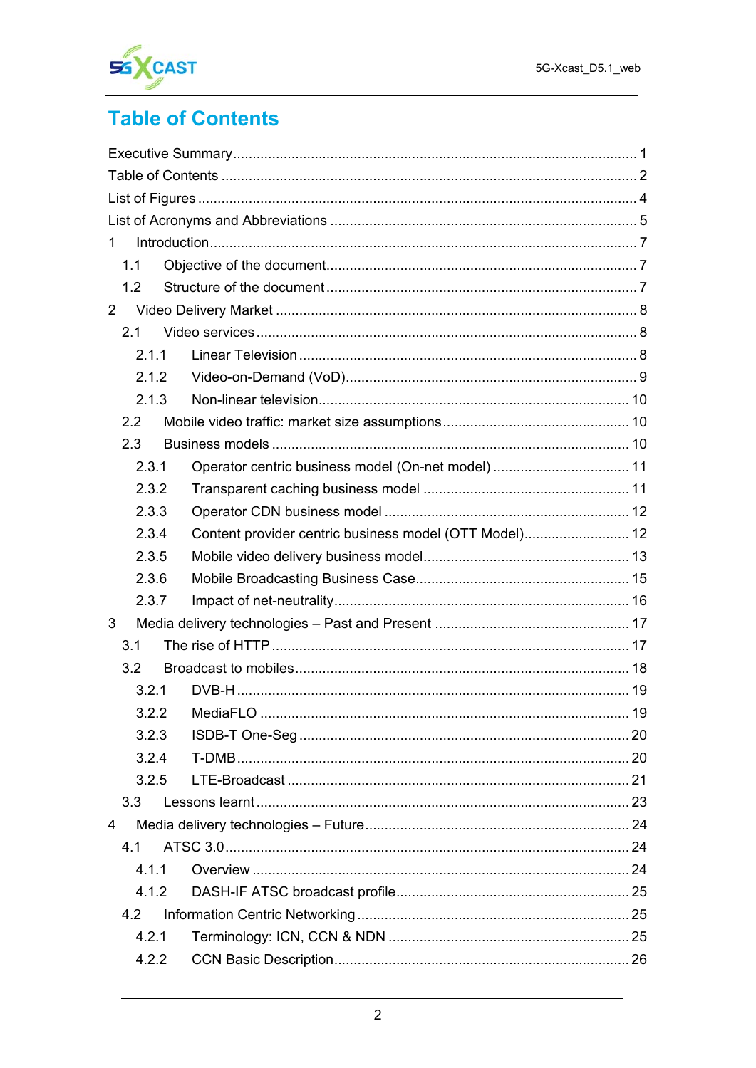# Table of Contents

Executive Summary ........................................................................................................ 1
Table of Contents ........................................................................................................... 2
List of Figures ................................................................................................................. 4
List of Acronyms and Abbreviations ............................................................................... 5
1 Introduction ............................................................................................................... 7
 1.1 Objective of the document ...................................................................................... 7
 1.2 Structure of the document ...................................................................................... 7
2 Video Delivery Market ................................................................................................ 8
 2.1 Video services ......................................................................................................... 8
  2.1.1 Linear Television ................................................................................................ 8
  2.1.2 Video-on-Demand (VoD) .................................................................................... 9
  2.1.3 Non-linear television ......................................................................................... 10
 2.2 Mobile video traffic: market size assumptions ....................................................... 10
 2.3 Business models .................................................................................................... 10
  2.3.1 Operator centric business model (On-net model) ............................................. 11
  2.3.2 Transparent caching business model ................................................................ 11
  2.3.3 Operator CDN business model .......................................................................... 12
  2.3.4 Content provider centric business model (OTT Model) ..................................... 12
  2.3.5 Mobile video delivery business model ............................................................... 13
  2.3.6 Mobile Broadcasting Business Case .................................................................. 15
  2.3.7 Impact of net-neutrality ..................................................................................... 16
3 Media delivery technologies – Past and Present ......................................................... 17
 3.1 The rise of HTTP .................................................................................................... 17
 3.2 Broadcast to mobiles .............................................................................................. 18
  3.2.1 DVB-H ............................................................................................................... 19
  3.2.2 MediaFLO .......................................................................................................... 19
  3.2.3 ISDB-T One-Seg ................................................................................................. 20
  3.2.4 T-DMB ............................................................................................................... 20
  3.2.5 LTE-Broadcast .................................................................................................... 21
 3.3 Lessons learnt ......................................................................................................... 23
4 Media delivery technologies – Future .......................................................................... 24
 4.1 ATSC 3.0 ................................................................................................................ 24
  4.1.1 Overview ............................................................................................................ 24
  4.1.2 DASH-IF ATSC broadcast profile ........................................................................ 25
 4.2 Information Centric Networking ............................................................................. 25
  4.2.1 Terminology: ICN, CCN & NDN ......................................................................... 25
  4.2.2 CCN Basic Description ........................................................................................ 26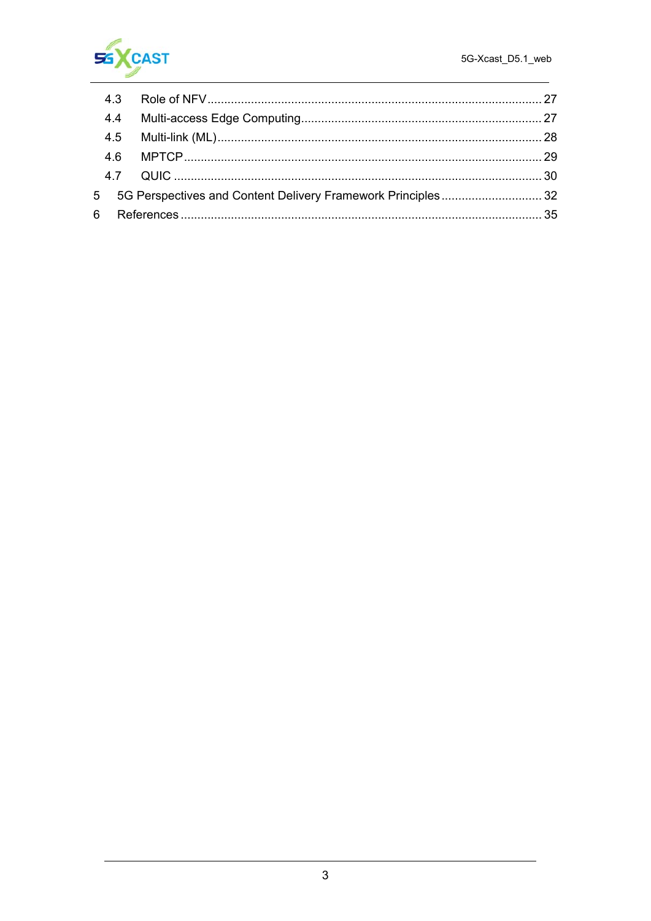4.3 Role of NFV ........................................................................................................ 27

4.4 Multi-access Edge Computing ............................................................................ 27

4.5 Multi-link (ML) ..................................................................................................... 28

4.6 MPTCP ................................................................................................................ 29

4.7 QUIC ................................................................................................................... 30

5 5G Perspectives and Content Delivery Framework Principles ................................ 32

6 References ................................................................................................................ 35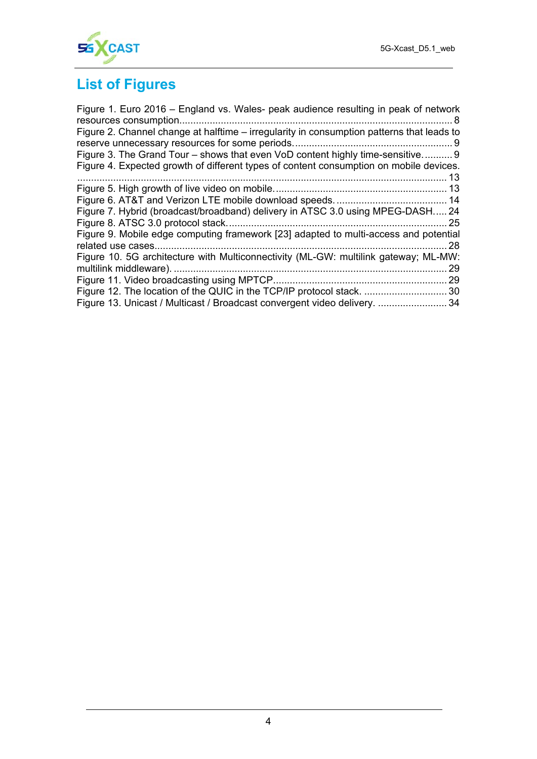# List of Figures

Figure 1. Euro 2016 – England vs. Wales- peak audience resulting in peak of network resources consumption. 8

Figure 2. Channel change at halftime – irregularity in consumption patterns that leads to reserve unnecessary resources for some periods. 9

Figure 3. The Grand Tour – shows that even VoD content highly time-sensitive. 9

Figure 4. Expected growth of different types of content consumption on mobile devices. 13

Figure 5. High growth of live video on mobile. 13

Figure 6. AT&T and Verizon LTE mobile download speeds. 14

Figure 7. Hybrid (broadcast/broadband) delivery in ATSC 3.0 using MPEG-DASH. 24

Figure 8. ATSC 3.0 protocol stack. 25

Figure 9. Mobile edge computing framework [23] adapted to multi-access and potential related use cases. 28

Figure 10. 5G architecture with Multiconnectivity (ML-GW: multilink gateway; ML-MW: multilink middleware). 29

Figure 11. Video broadcasting using MPTCP. 29

Figure 12. The location of the QUIC in the TCP/IP protocol stack. 30

Figure 13. Unicast / Multicast / Broadcast convergent video delivery. 34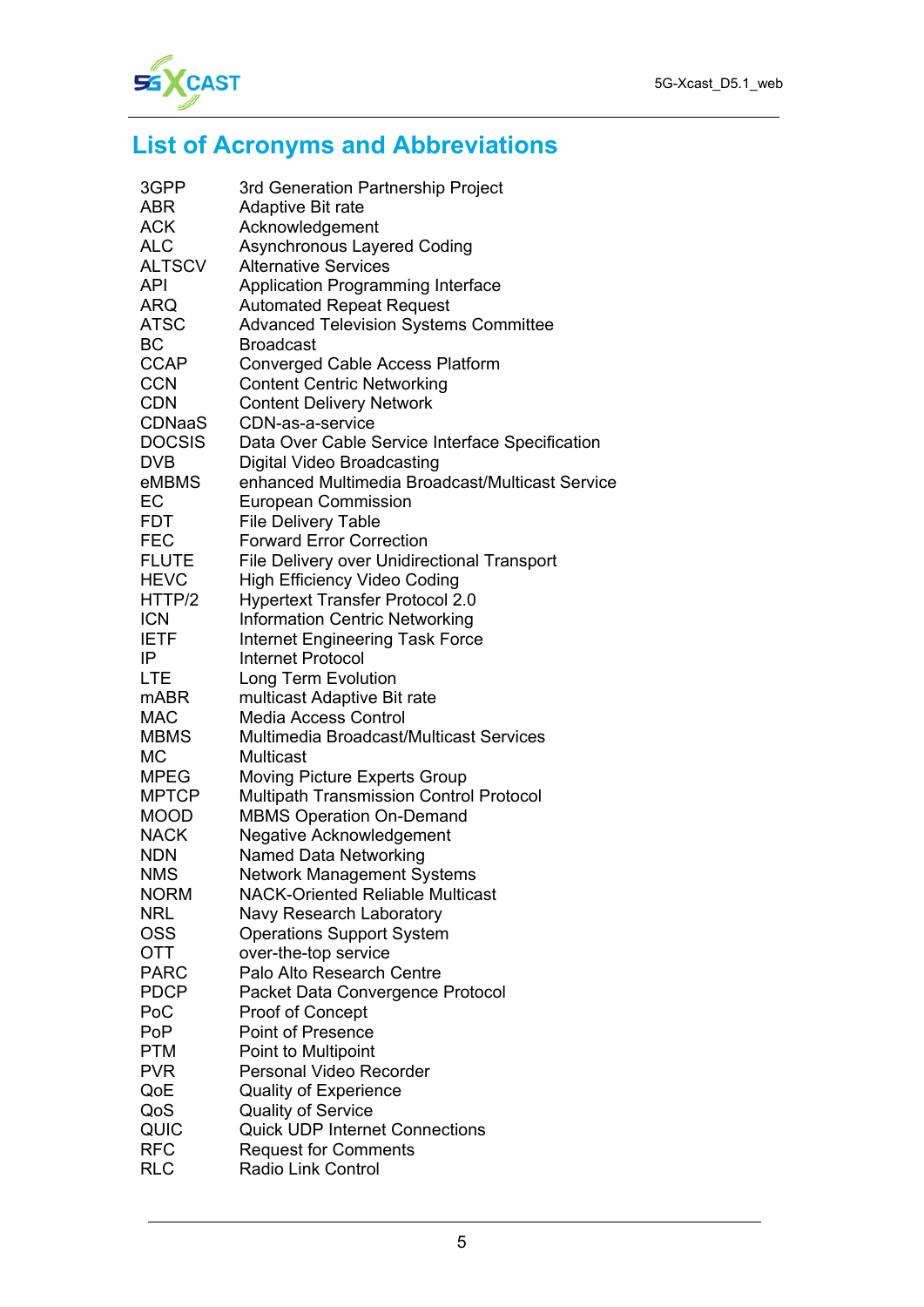# List of Acronyms and Abbreviations

| | |
|---|---|
| 3GPP | 3rd Generation Partnership Project |
| ABR | Adaptive Bit rate |
| ACK | Acknowledgement |
| ALC | Asynchronous Layered Coding |
| ALTSCV | Alternative Services |
| API | Application Programming Interface |
| ARQ | Automated Repeat Request |
| ATSC | Advanced Television Systems Committee |
| BC | Broadcast |
| CCAP | Converged Cable Access Platform |
| CCN | Content Centric Networking |
| CDN | Content Delivery Network |
| CDNaaS | CDN-as-a-service |
| DOCSIS | Data Over Cable Service Interface Specification |
| DVB | Digital Video Broadcasting |
| eMBMS | enhanced Multimedia Broadcast/Multicast Service |
| EC | European Commission |
| FDT | File Delivery Table |
| FEC | Forward Error Correction |
| FLUTE | File Delivery over Unidirectional Transport |
| HEVC | High Efficiency Video Coding |
| HTTP/2 | Hypertext Transfer Protocol 2.0 |
| ICN | Information Centric Networking |
| IETF | Internet Engineering Task Force |
| IP | Internet Protocol |
| LTE | Long Term Evolution |
| mABR | multicast Adaptive Bit rate |
| MAC | Media Access Control |
| MBMS | Multimedia Broadcast/Multicast Services |
| MC | Multicast |
| MPEG | Moving Picture Experts Group |
| MPTCP | Multipath Transmission Control Protocol |
| MOOD | MBMS Operation On-Demand |
| NACK | Negative Acknowledgement |
| NDN | Named Data Networking |
| NMS | Network Management Systems |
| NORM | NACK-Oriented Reliable Multicast |
| NRL | Navy Research Laboratory |
| OSS | Operations Support System |
| OTT | over-the-top service |
| PARC | Palo Alto Research Centre |
| PDCP | Packet Data Convergence Protocol |
| PoC | Proof of Concept |
| PoP | Point of Presence |
| PTM | Point to Multipoint |
| PVR | Personal Video Recorder |
| QoE | Quality of Experience |
| QoS | Quality of Service |
| QUIC | Quick UDP Internet Connections |
| RFC | Request for Comments |
| RLC | Radio Link Control |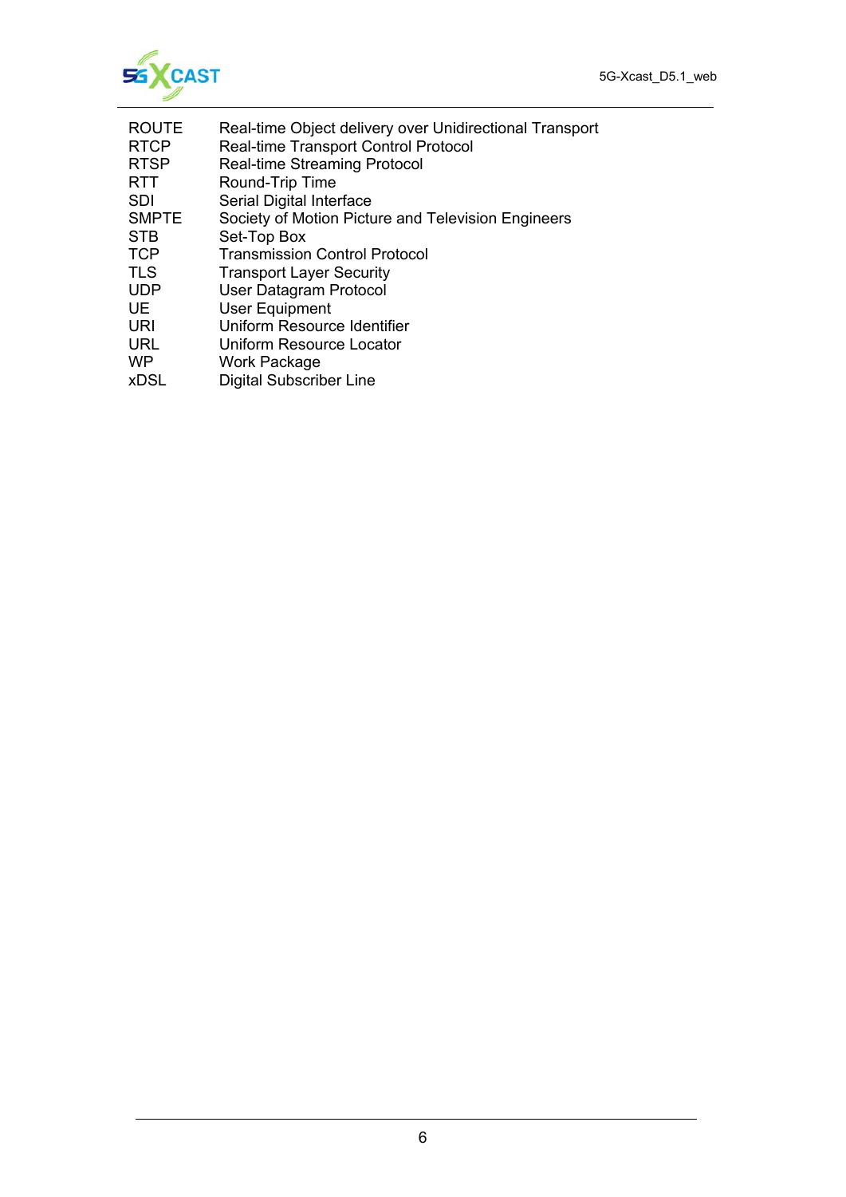| | |
|---|---|
| ROUTE | Real-time Object delivery over Unidirectional Transport |
| RTCP | Real-time Transport Control Protocol |
| RTSP | Real-time Streaming Protocol |
| RTT | Round-Trip Time |
| SDI | Serial Digital Interface |
| SMPTE | Society of Motion Picture and Television Engineers |
| STB | Set-Top Box |
| TCP | Transmission Control Protocol |
| TLS | Transport Layer Security |
| UDP | User Datagram Protocol |
| UE | User Equipment |
| URI | Uniform Resource Identifier |
| URL | Uniform Resource Locator |
| WP | Work Package |
| xDSL | Digital Subscriber Line |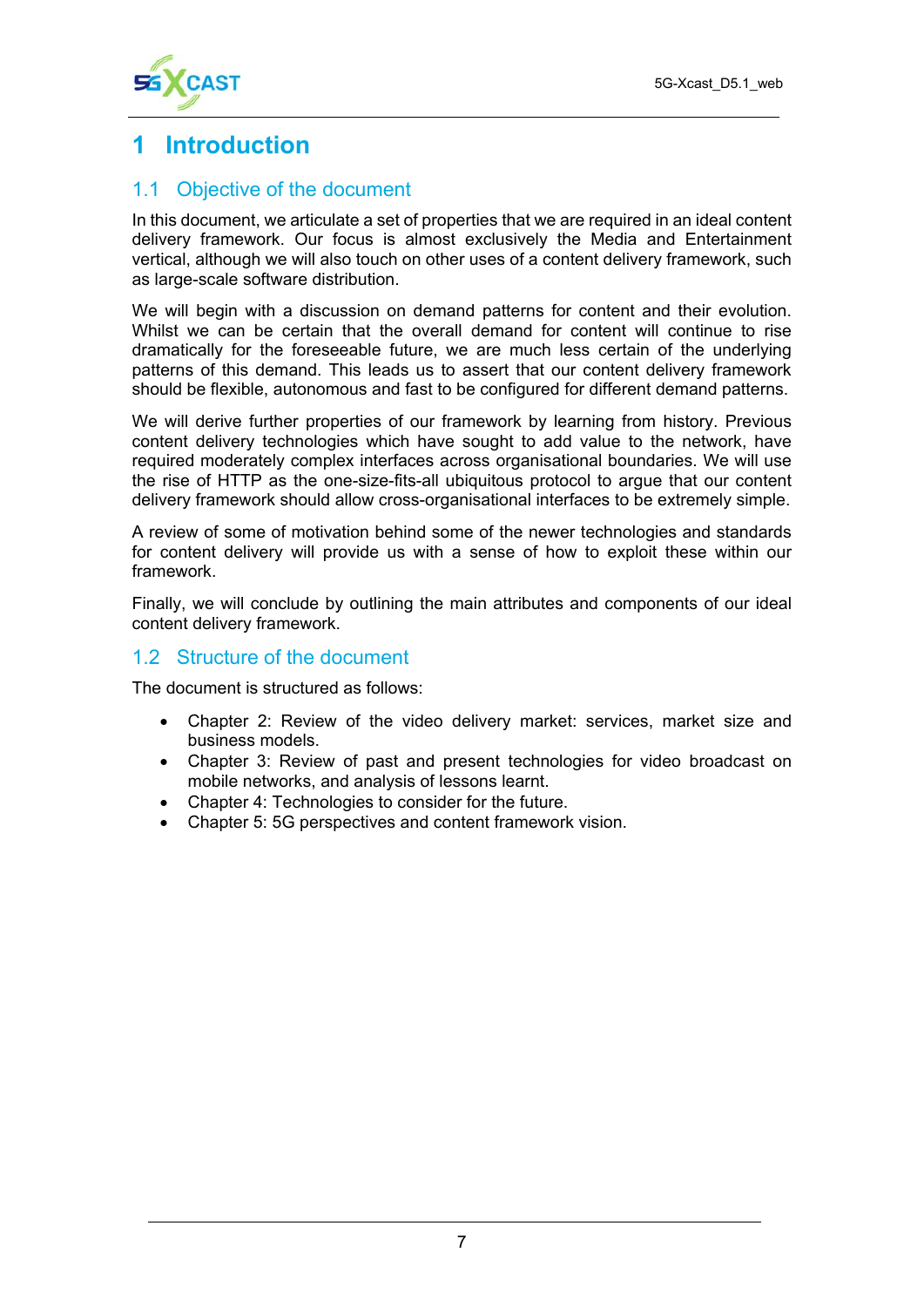# 1 Introduction

## 1.1 Objective of the document

In this document, we articulate a set of properties that we are required in an ideal content delivery framework. Our focus is almost exclusively the Media and Entertainment vertical, although we will also touch on other uses of a content delivery framework, such as large-scale software distribution.

We will begin with a discussion on demand patterns for content and their evolution. Whilst we can be certain that the overall demand for content will continue to rise dramatically for the foreseeable future, we are much less certain of the underlying patterns of this demand. This leads us to assert that our content delivery framework should be flexible, autonomous and fast to be configured for different demand patterns.

We will derive further properties of our framework by learning from history. Previous content delivery technologies which have sought to add value to the network, have required moderately complex interfaces across organisational boundaries. We will use the rise of HTTP as the one-size-fits-all ubiquitous protocol to argue that our content delivery framework should allow cross-organisational interfaces to be extremely simple.

A review of some of motivation behind some of the newer technologies and standards for content delivery will provide us with a sense of how to exploit these within our framework.

Finally, we will conclude by outlining the main attributes and components of our ideal content delivery framework.

## 1.2 Structure of the document

The document is structured as follows:

- Chapter 2: Review of the video delivery market: services, market size and business models.
- Chapter 3: Review of past and present technologies for video broadcast on mobile networks, and analysis of lessons learnt.
- Chapter 4: Technologies to consider for the future.
- Chapter 5: 5G perspectives and content framework vision.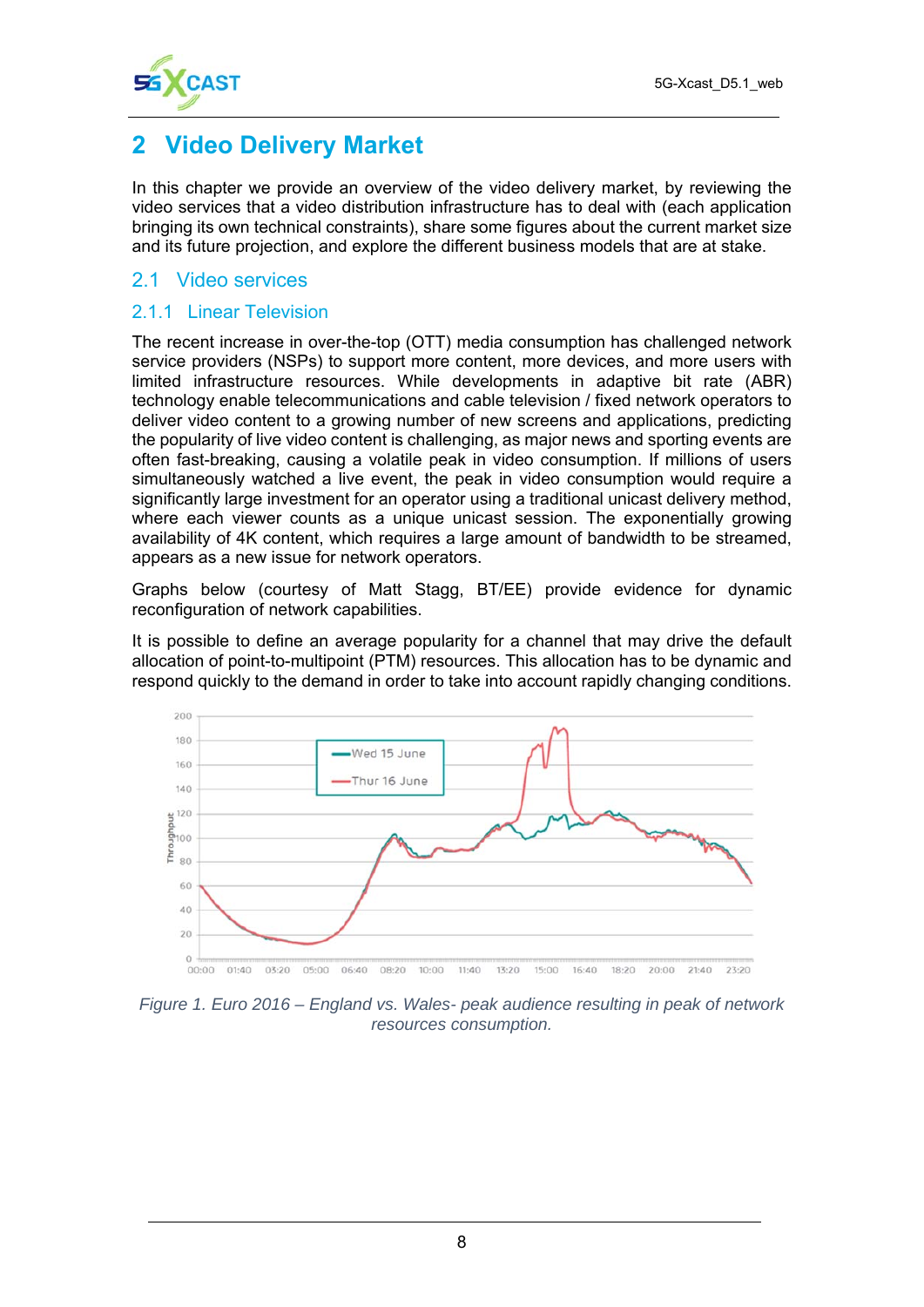# 2 Video Delivery Market

In this chapter we provide an overview of the video delivery market, by reviewing the video services that a video distribution infrastructure has to deal with (each application bringing its own technical constraints), share some figures about the current market size and its future projection, and explore the different business models that are at stake.

## 2.1 Video services

### 2.1.1 Linear Television

The recent increase in over-the-top (OTT) media consumption has challenged network service providers (NSPs) to support more content, more devices, and more users with limited infrastructure resources. While developments in adaptive bit rate (ABR) technology enable telecommunications and cable television / fixed network operators to deliver video content to a growing number of new screens and applications, predicting the popularity of live video content is challenging, as major news and sporting events are often fast-breaking, causing a volatile peak in video consumption. If millions of users simultaneously watched a live event, the peak in video consumption would require a significantly large investment for an operator using a traditional unicast delivery method, where each viewer counts as a unique unicast session. The exponentially growing availability of 4K content, which requires a large amount of bandwidth to be streamed, appears as a new issue for network operators.

Graphs below (courtesy of Matt Stagg, BT/EE) provide evidence for dynamic reconfiguration of network capabilities.

It is possible to define an average popularity for a channel that may drive the default allocation of point-to-multipoint (PTM) resources. This allocation has to be dynamic and respond quickly to the demand in order to take into account rapidly changing conditions.

*Figure 1. Euro 2016 – England vs. Wales- peak audience resulting in peak of network resources consumption.*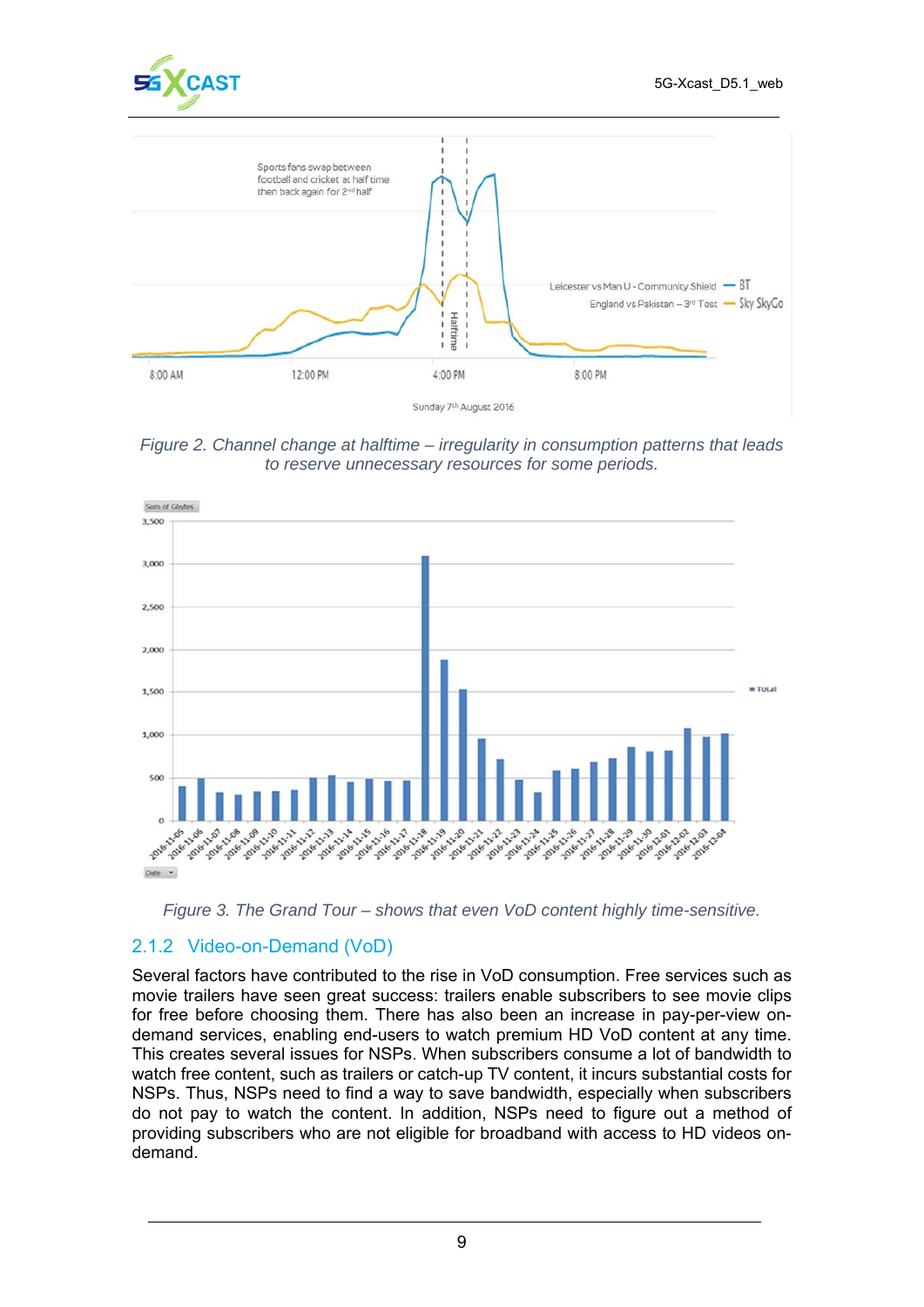Figure 2. Channel change at halftime – irregularity in consumption patterns that leads to reserve unnecessary resources for some periods.

Figure 3. The Grand Tour – shows that even VoD content highly time-sensitive.

### 2.1.2 Video-on-Demand (VoD)

Several factors have contributed to the rise in VoD consumption. Free services such as movie trailers have seen great success: trailers enable subscribers to see movie clips for free before choosing them. There has also been an increase in pay-per-view on-demand services, enabling end-users to watch premium HD VoD content at any time. This creates several issues for NSPs. When subscribers consume a lot of bandwidth to watch free content, such as trailers or catch-up TV content, it incurs substantial costs for NSPs. Thus, NSPs need to find a way to save bandwidth, especially when subscribers do not pay to watch the content. In addition, NSPs need to figure out a method of providing subscribers who are not eligible for broadband with access to HD videos on-demand.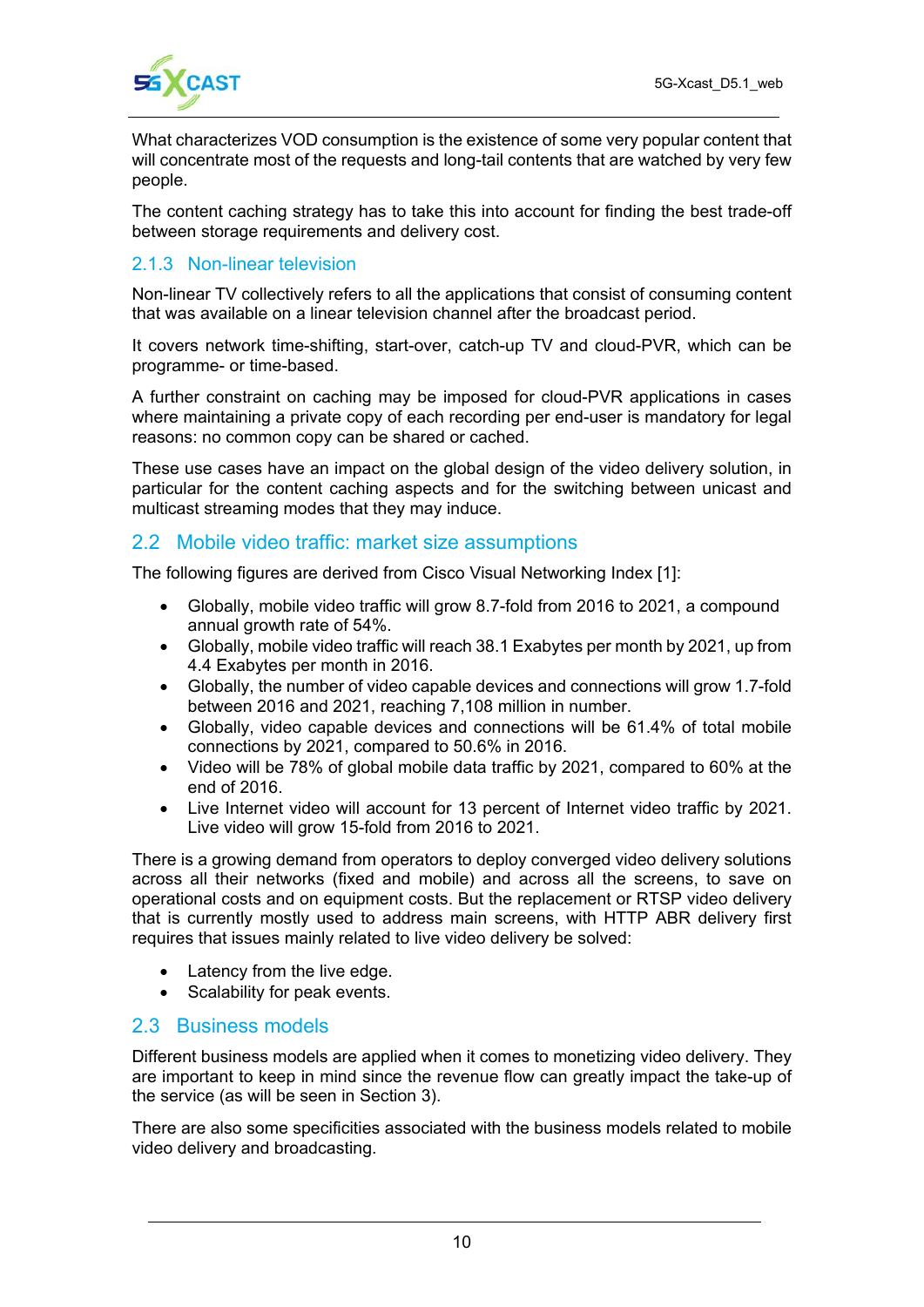What characterizes VOD consumption is the existence of some very popular content that will concentrate most of the requests and long-tail contents that are watched by very few people.

The content caching strategy has to take this into account for finding the best trade-off between storage requirements and delivery cost.

### 2.1.3 Non-linear television

Non-linear TV collectively refers to all the applications that consist of consuming content that was available on a linear television channel after the broadcast period.

It covers network time-shifting, start-over, catch-up TV and cloud-PVR, which can be programme- or time-based.

A further constraint on caching may be imposed for cloud-PVR applications in cases where maintaining a private copy of each recording per end-user is mandatory for legal reasons: no common copy can be shared or cached.

These use cases have an impact on the global design of the video delivery solution, in particular for the content caching aspects and for the switching between unicast and multicast streaming modes that they may induce.

## 2.2 Mobile video traffic: market size assumptions

The following figures are derived from Cisco Visual Networking Index [1]:

- Globally, mobile video traffic will grow 8.7-fold from 2016 to 2021, a compound annual growth rate of 54%.
- Globally, mobile video traffic will reach 38.1 Exabytes per month by 2021, up from 4.4 Exabytes per month in 2016.
- Globally, the number of video capable devices and connections will grow 1.7-fold between 2016 and 2021, reaching 7,108 million in number.
- Globally, video capable devices and connections will be 61.4% of total mobile connections by 2021, compared to 50.6% in 2016.
- Video will be 78% of global mobile data traffic by 2021, compared to 60% at the end of 2016.
- Live Internet video will account for 13 percent of Internet video traffic by 2021. Live video will grow 15-fold from 2016 to 2021.

There is a growing demand from operators to deploy converged video delivery solutions across all their networks (fixed and mobile) and across all the screens, to save on operational costs and on equipment costs. But the replacement or RTSP video delivery that is currently mostly used to address main screens, with HTTP ABR delivery first requires that issues mainly related to live video delivery be solved:

- Latency from the live edge.
- Scalability for peak events.

## 2.3 Business models

Different business models are applied when it comes to monetizing video delivery. They are important to keep in mind since the revenue flow can greatly impact the take-up of the service (as will be seen in Section 3).

There are also some specificities associated with the business models related to mobile video delivery and broadcasting.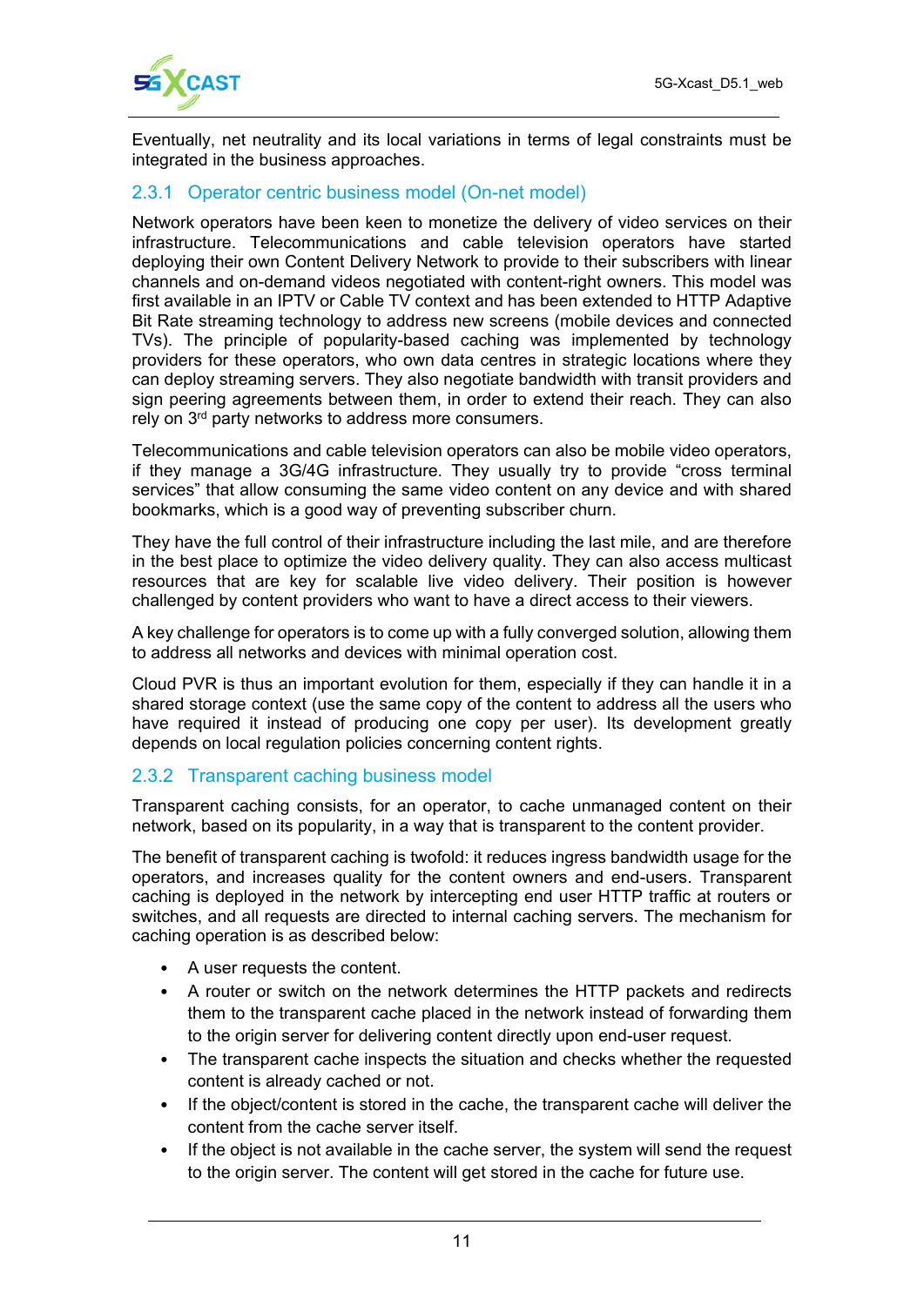Eventually, net neutrality and its local variations in terms of legal constraints must be integrated in the business approaches.

### 2.3.1 Operator centric business model (On-net model)

Network operators have been keen to monetize the delivery of video services on their infrastructure. Telecommunications and cable television operators have started deploying their own Content Delivery Network to provide to their subscribers with linear channels and on-demand videos negotiated with content-right owners. This model was first available in an IPTV or Cable TV context and has been extended to HTTP Adaptive Bit Rate streaming technology to address new screens (mobile devices and connected TVs). The principle of popularity-based caching was implemented by technology providers for these operators, who own data centres in strategic locations where they can deploy streaming servers. They also negotiate bandwidth with transit providers and sign peering agreements between them, in order to extend their reach. They can also rely on 3rd party networks to address more consumers.

Telecommunications and cable television operators can also be mobile video operators, if they manage a 3G/4G infrastructure. They usually try to provide "cross terminal services" that allow consuming the same video content on any device and with shared bookmarks, which is a good way of preventing subscriber churn.

They have the full control of their infrastructure including the last mile, and are therefore in the best place to optimize the video delivery quality. They can also access multicast resources that are key for scalable live video delivery. Their position is however challenged by content providers who want to have a direct access to their viewers.

A key challenge for operators is to come up with a fully converged solution, allowing them to address all networks and devices with minimal operation cost.

Cloud PVR is thus an important evolution for them, especially if they can handle it in a shared storage context (use the same copy of the content to address all the users who have required it instead of producing one copy per user). Its development greatly depends on local regulation policies concerning content rights.

### 2.3.2 Transparent caching business model

Transparent caching consists, for an operator, to cache unmanaged content on their network, based on its popularity, in a way that is transparent to the content provider.

The benefit of transparent caching is twofold: it reduces ingress bandwidth usage for the operators, and increases quality for the content owners and end-users. Transparent caching is deployed in the network by intercepting end user HTTP traffic at routers or switches, and all requests are directed to internal caching servers. The mechanism for caching operation is as described below:

- A user requests the content.
- A router or switch on the network determines the HTTP packets and redirects them to the transparent cache placed in the network instead of forwarding them to the origin server for delivering content directly upon end-user request.
- The transparent cache inspects the situation and checks whether the requested content is already cached or not.
- If the object/content is stored in the cache, the transparent cache will deliver the content from the cache server itself.
- If the object is not available in the cache server, the system will send the request to the origin server. The content will get stored in the cache for future use.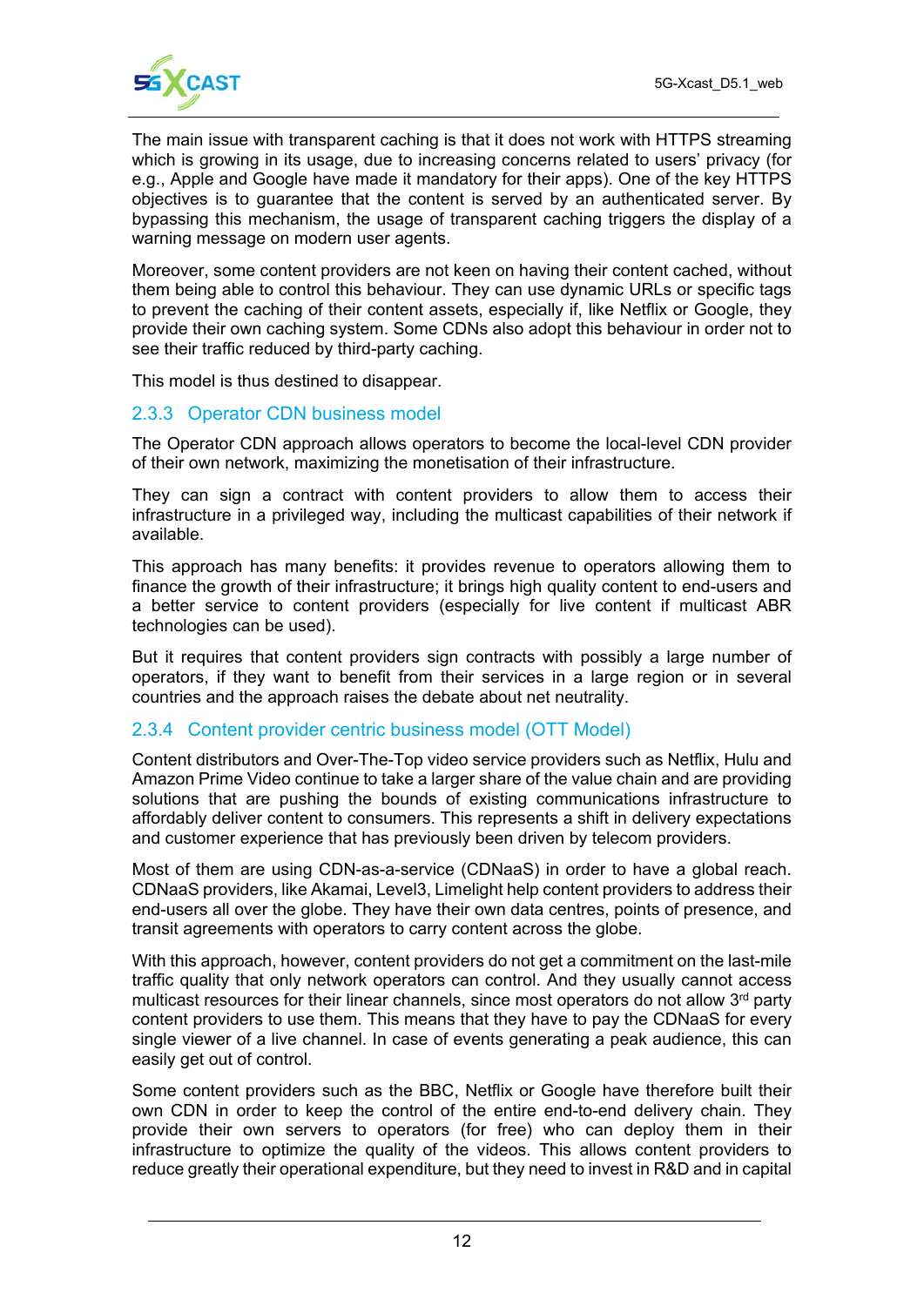The main issue with transparent caching is that it does not work with HTTPS streaming which is growing in its usage, due to increasing concerns related to users' privacy (for e.g., Apple and Google have made it mandatory for their apps). One of the key HTTPS objectives is to guarantee that the content is served by an authenticated server. By bypassing this mechanism, the usage of transparent caching triggers the display of a warning message on modern user agents.

Moreover, some content providers are not keen on having their content cached, without them being able to control this behaviour. They can use dynamic URLs or specific tags to prevent the caching of their content assets, especially if, like Netflix or Google, they provide their own caching system. Some CDNs also adopt this behaviour in order not to see their traffic reduced by third-party caching.

This model is thus destined to disappear.

### 2.3.3 Operator CDN business model

The Operator CDN approach allows operators to become the local-level CDN provider of their own network, maximizing the monetisation of their infrastructure.

They can sign a contract with content providers to allow them to access their infrastructure in a privileged way, including the multicast capabilities of their network if available.

This approach has many benefits: it provides revenue to operators allowing them to finance the growth of their infrastructure; it brings high quality content to end-users and a better service to content providers (especially for live content if multicast ABR technologies can be used).

But it requires that content providers sign contracts with possibly a large number of operators, if they want to benefit from their services in a large region or in several countries and the approach raises the debate about net neutrality.

### 2.3.4 Content provider centric business model (OTT Model)

Content distributors and Over-The-Top video service providers such as Netflix, Hulu and Amazon Prime Video continue to take a larger share of the value chain and are providing solutions that are pushing the bounds of existing communications infrastructure to affordably deliver content to consumers. This represents a shift in delivery expectations and customer experience that has previously been driven by telecom providers.

Most of them are using CDN-as-a-service (CDNaaS) in order to have a global reach. CDNaaS providers, like Akamai, Level3, Limelight help content providers to address their end-users all over the globe. They have their own data centres, points of presence, and transit agreements with operators to carry content across the globe.

With this approach, however, content providers do not get a commitment on the last-mile traffic quality that only network operators can control. And they usually cannot access multicast resources for their linear channels, since most operators do not allow 3rd party content providers to use them. This means that they have to pay the CDNaaS for every single viewer of a live channel. In case of events generating a peak audience, this can easily get out of control.

Some content providers such as the BBC, Netflix or Google have therefore built their own CDN in order to keep the control of the entire end-to-end delivery chain. They provide their own servers to operators (for free) who can deploy them in their infrastructure to optimize the quality of the videos. This allows content providers to reduce greatly their operational expenditure, but they need to invest in R&D and in capital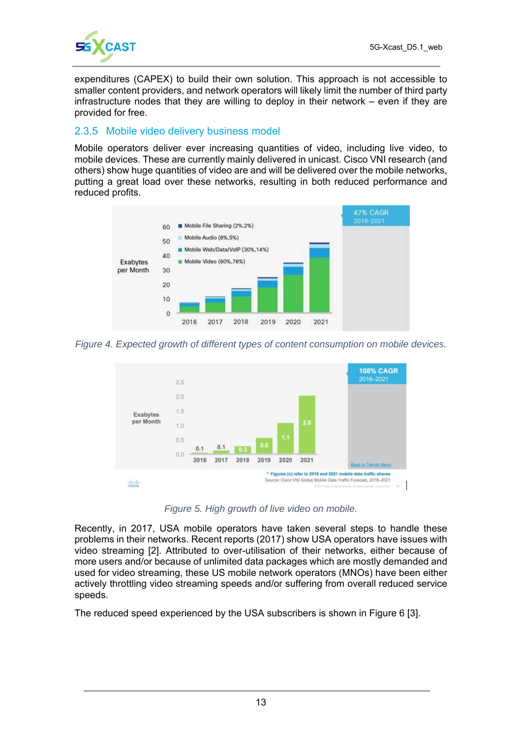expenditures (CAPEX) to build their own solution. This approach is not accessible to smaller content providers, and network operators will likely limit the number of third party infrastructure nodes that they are willing to deploy in their network – even if they are provided for free.

### 2.3.5 Mobile video delivery business model

Mobile operators deliver ever increasing quantities of video, including live video, to mobile devices. These are currently mainly delivered in unicast. Cisco VNI research (and others) show huge quantities of video are and will be delivered over the mobile networks, putting a great load over these networks, resulting in both reduced performance and reduced profits.

*Figure 4. Expected growth of different types of content consumption on mobile devices.*

*Figure 5. High growth of live video on mobile.*

Recently, in 2017, USA mobile operators have taken several steps to handle these problems in their networks. Recent reports (2017) show USA operators have issues with video streaming [2]. Attributed to over-utilisation of their networks, either because of more users and/or because of unlimited data packages which are mostly demanded and used for video streaming, these US mobile network operators (MNOs) have been either actively throttling video streaming speeds and/or suffering from overall reduced service speeds.

The reduced speed experienced by the USA subscribers is shown in Figure 6 [3].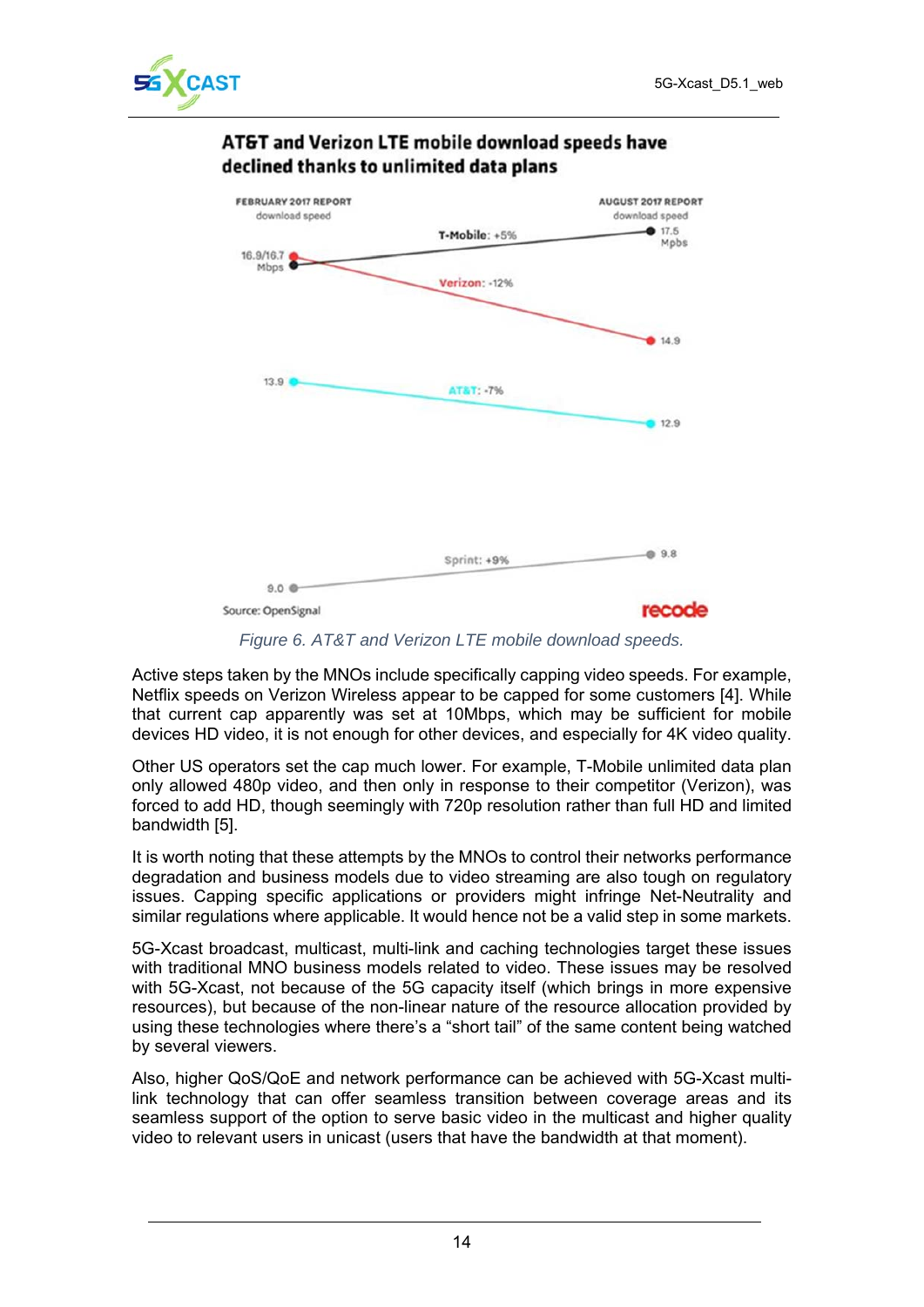AT&T and Verizon LTE mobile download speeds have declined thanks to unlimited data plans

FEBRUARY 2017 REPORT download speed

AUGUST 2017 REPORT download speed

T-Mobile: +5%

16.9/16.7 Mbps

17.5 Mpbs

Verizon: -12%

14.9

13.9

AT&T: -7%

12.9

Sprint: +9%

9.8

9.0

Source: OpenSignal

recode

*Figure 6. AT&T and Verizon LTE mobile download speeds.*

Active steps taken by the MNOs include specifically capping video speeds. For example, Netflix speeds on Verizon Wireless appear to be capped for some customers [4]. While that current cap apparently was set at 10Mbps, which may be sufficient for mobile devices HD video, it is not enough for other devices, and especially for 4K video quality.

Other US operators set the cap much lower. For example, T-Mobile unlimited data plan only allowed 480p video, and then only in response to their competitor (Verizon), was forced to add HD, though seemingly with 720p resolution rather than full HD and limited bandwidth [5].

It is worth noting that these attempts by the MNOs to control their networks performance degradation and business models due to video streaming are also tough on regulatory issues. Capping specific applications or providers might infringe Net-Neutrality and similar regulations where applicable. It would hence not be a valid step in some markets.

5G-Xcast broadcast, multicast, multi-link and caching technologies target these issues with traditional MNO business models related to video. These issues may be resolved with 5G-Xcast, not because of the 5G capacity itself (which brings in more expensive resources), but because of the non-linear nature of the resource allocation provided by using these technologies where there's a "short tail" of the same content being watched by several viewers.

Also, higher QoS/QoE and network performance can be achieved with 5G-Xcast multi-link technology that can offer seamless transition between coverage areas and its seamless support of the option to serve basic video in the multicast and higher quality video to relevant users in unicast (users that have the bandwidth at that moment).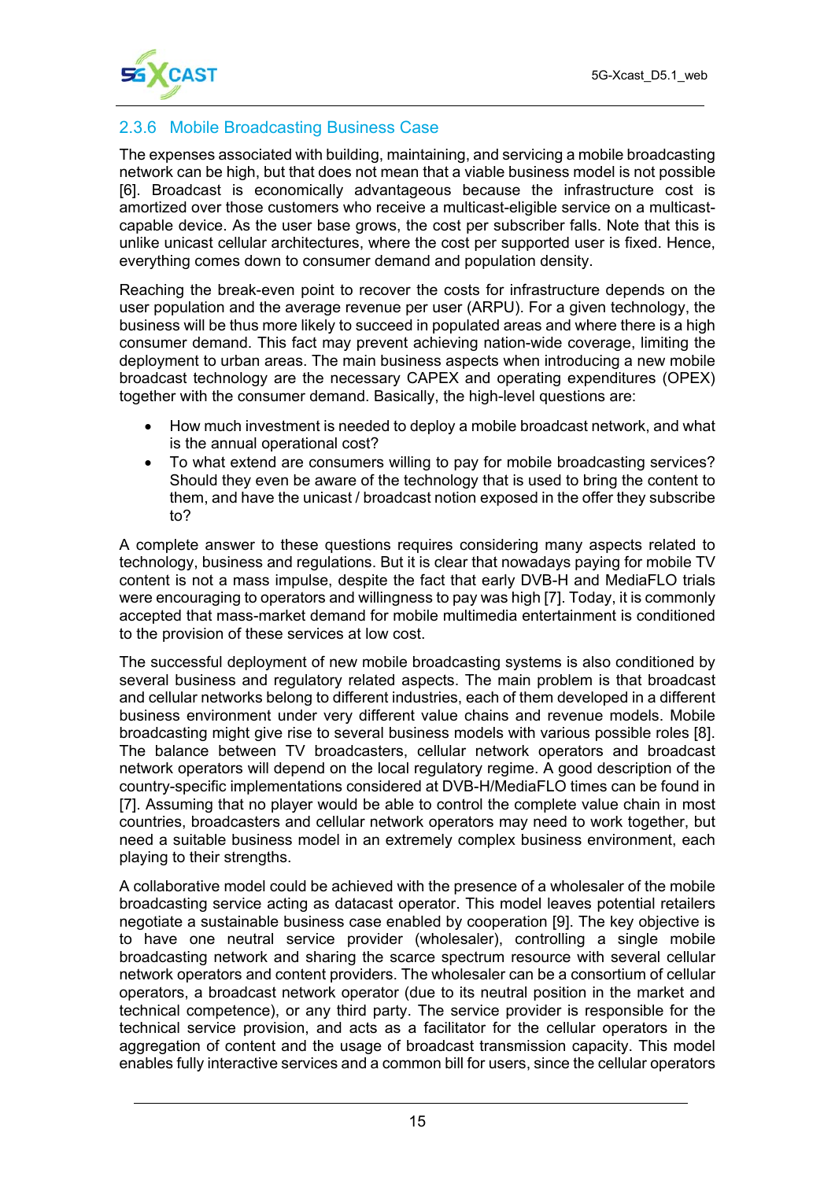### 2.3.6 Mobile Broadcasting Business Case

The expenses associated with building, maintaining, and servicing a mobile broadcasting network can be high, but that does not mean that a viable business model is not possible [6]. Broadcast is economically advantageous because the infrastructure cost is amortized over those customers who receive a multicast-eligible service on a multicast-capable device. As the user base grows, the cost per subscriber falls. Note that this is unlike unicast cellular architectures, where the cost per supported user is fixed. Hence, everything comes down to consumer demand and population density.

Reaching the break-even point to recover the costs for infrastructure depends on the user population and the average revenue per user (ARPU). For a given technology, the business will be thus more likely to succeed in populated areas and where there is a high consumer demand. This fact may prevent achieving nation-wide coverage, limiting the deployment to urban areas. The main business aspects when introducing a new mobile broadcast technology are the necessary CAPEX and operating expenditures (OPEX) together with the consumer demand. Basically, the high-level questions are:

- How much investment is needed to deploy a mobile broadcast network, and what is the annual operational cost?
- To what extend are consumers willing to pay for mobile broadcasting services? Should they even be aware of the technology that is used to bring the content to them, and have the unicast / broadcast notion exposed in the offer they subscribe to?

A complete answer to these questions requires considering many aspects related to technology, business and regulations. But it is clear that nowadays paying for mobile TV content is not a mass impulse, despite the fact that early DVB-H and MediaFLO trials were encouraging to operators and willingness to pay was high [7]. Today, it is commonly accepted that mass-market demand for mobile multimedia entertainment is conditioned to the provision of these services at low cost.

The successful deployment of new mobile broadcasting systems is also conditioned by several business and regulatory related aspects. The main problem is that broadcast and cellular networks belong to different industries, each of them developed in a different business environment under very different value chains and revenue models. Mobile broadcasting might give rise to several business models with various possible roles [8]. The balance between TV broadcasters, cellular network operators and broadcast network operators will depend on the local regulatory regime. A good description of the country-specific implementations considered at DVB-H/MediaFLO times can be found in [7]. Assuming that no player would be able to control the complete value chain in most countries, broadcasters and cellular network operators may need to work together, but need a suitable business model in an extremely complex business environment, each playing to their strengths.

A collaborative model could be achieved with the presence of a wholesaler of the mobile broadcasting service acting as datacast operator. This model leaves potential retailers negotiate a sustainable business case enabled by cooperation [9]. The key objective is to have one neutral service provider (wholesaler), controlling a single mobile broadcasting network and sharing the scarce spectrum resource with several cellular network operators and content providers. The wholesaler can be a consortium of cellular operators, a broadcast network operator (due to its neutral position in the market and technical competence), or any third party. The service provider is responsible for the technical service provision, and acts as a facilitator for the cellular operators in the aggregation of content and the usage of broadcast transmission capacity. This model enables fully interactive services and a common bill for users, since the cellular operators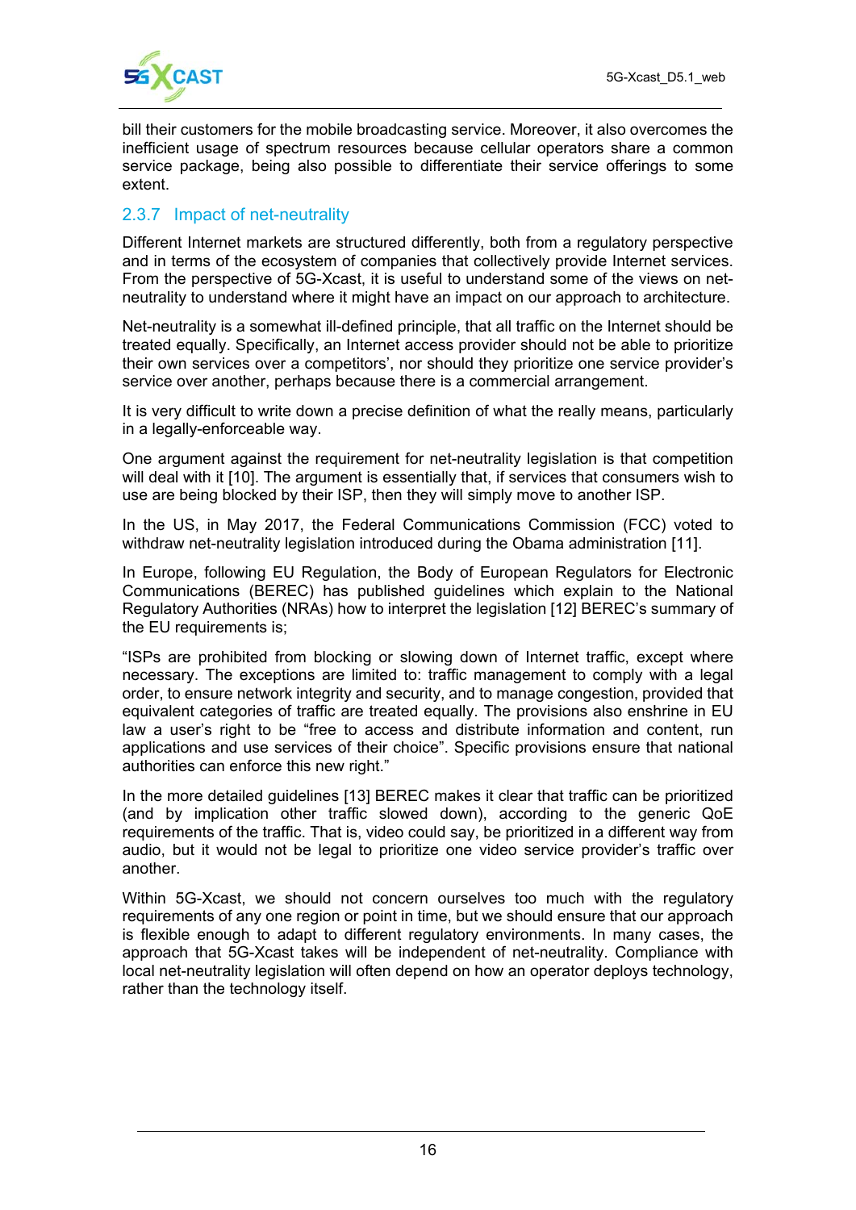bill their customers for the mobile broadcasting service. Moreover, it also overcomes the inefficient usage of spectrum resources because cellular operators share a common service package, being also possible to differentiate their service offerings to some extent.

### 2.3.7 Impact of net-neutrality

Different Internet markets are structured differently, both from a regulatory perspective and in terms of the ecosystem of companies that collectively provide Internet services. From the perspective of 5G-Xcast, it is useful to understand some of the views on net-neutrality to understand where it might have an impact on our approach to architecture.

Net-neutrality is a somewhat ill-defined principle, that all traffic on the Internet should be treated equally. Specifically, an Internet access provider should not be able to prioritize their own services over a competitors', nor should they prioritize one service provider's service over another, perhaps because there is a commercial arrangement.

It is very difficult to write down a precise definition of what the really means, particularly in a legally-enforceable way.

One argument against the requirement for net-neutrality legislation is that competition will deal with it [10]. The argument is essentially that, if services that consumers wish to use are being blocked by their ISP, then they will simply move to another ISP.

In the US, in May 2017, the Federal Communications Commission (FCC) voted to withdraw net-neutrality legislation introduced during the Obama administration [11].

In Europe, following EU Regulation, the Body of European Regulators for Electronic Communications (BEREC) has published guidelines which explain to the National Regulatory Authorities (NRAs) how to interpret the legislation [12] BEREC's summary of the EU requirements is;

"ISPs are prohibited from blocking or slowing down of Internet traffic, except where necessary. The exceptions are limited to: traffic management to comply with a legal order, to ensure network integrity and security, and to manage congestion, provided that equivalent categories of traffic are treated equally. The provisions also enshrine in EU law a user's right to be "free to access and distribute information and content, run applications and use services of their choice". Specific provisions ensure that national authorities can enforce this new right."

In the more detailed guidelines [13] BEREC makes it clear that traffic can be prioritized (and by implication other traffic slowed down), according to the generic QoE requirements of the traffic. That is, video could say, be prioritized in a different way from audio, but it would not be legal to prioritize one video service provider's traffic over another.

Within 5G-Xcast, we should not concern ourselves too much with the regulatory requirements of any one region or point in time, but we should ensure that our approach is flexible enough to adapt to different regulatory environments. In many cases, the approach that 5G-Xcast takes will be independent of net-neutrality. Compliance with local net-neutrality legislation will often depend on how an operator deploys technology, rather than the technology itself.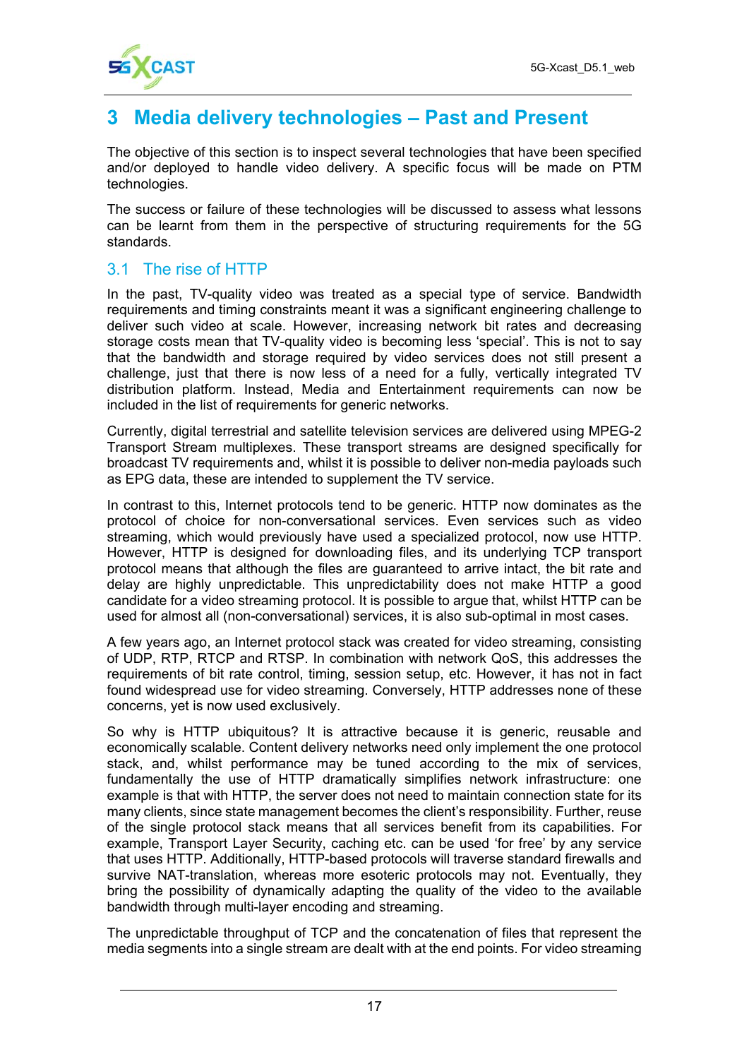# 3 Media delivery technologies – Past and Present

The objective of this section is to inspect several technologies that have been specified and/or deployed to handle video delivery. A specific focus will be made on PTM technologies.

The success or failure of these technologies will be discussed to assess what lessons can be learnt from them in the perspective of structuring requirements for the 5G standards.

## 3.1 The rise of HTTP

In the past, TV-quality video was treated as a special type of service. Bandwidth requirements and timing constraints meant it was a significant engineering challenge to deliver such video at scale. However, increasing network bit rates and decreasing storage costs mean that TV-quality video is becoming less 'special'. This is not to say that the bandwidth and storage required by video services does not still present a challenge, just that there is now less of a need for a fully, vertically integrated TV distribution platform. Instead, Media and Entertainment requirements can now be included in the list of requirements for generic networks.

Currently, digital terrestrial and satellite television services are delivered using MPEG-2 Transport Stream multiplexes. These transport streams are designed specifically for broadcast TV requirements and, whilst it is possible to deliver non-media payloads such as EPG data, these are intended to supplement the TV service.

In contrast to this, Internet protocols tend to be generic. HTTP now dominates as the protocol of choice for non-conversational services. Even services such as video streaming, which would previously have used a specialized protocol, now use HTTP. However, HTTP is designed for downloading files, and its underlying TCP transport protocol means that although the files are guaranteed to arrive intact, the bit rate and delay are highly unpredictable. This unpredictability does not make HTTP a good candidate for a video streaming protocol. It is possible to argue that, whilst HTTP can be used for almost all (non-conversational) services, it is also sub-optimal in most cases.

A few years ago, an Internet protocol stack was created for video streaming, consisting of UDP, RTP, RTCP and RTSP. In combination with network QoS, this addresses the requirements of bit rate control, timing, session setup, etc. However, it has not in fact found widespread use for video streaming. Conversely, HTTP addresses none of these concerns, yet is now used exclusively.

So why is HTTP ubiquitous? It is attractive because it is generic, reusable and economically scalable. Content delivery networks need only implement the one protocol stack, and, whilst performance may be tuned according to the mix of services, fundamentally the use of HTTP dramatically simplifies network infrastructure: one example is that with HTTP, the server does not need to maintain connection state for its many clients, since state management becomes the client's responsibility. Further, reuse of the single protocol stack means that all services benefit from its capabilities. For example, Transport Layer Security, caching etc. can be used 'for free' by any service that uses HTTP. Additionally, HTTP-based protocols will traverse standard firewalls and survive NAT-translation, whereas more esoteric protocols may not. Eventually, they bring the possibility of dynamically adapting the quality of the video to the available bandwidth through multi-layer encoding and streaming.

The unpredictable throughput of TCP and the concatenation of files that represent the media segments into a single stream are dealt with at the end points. For video streaming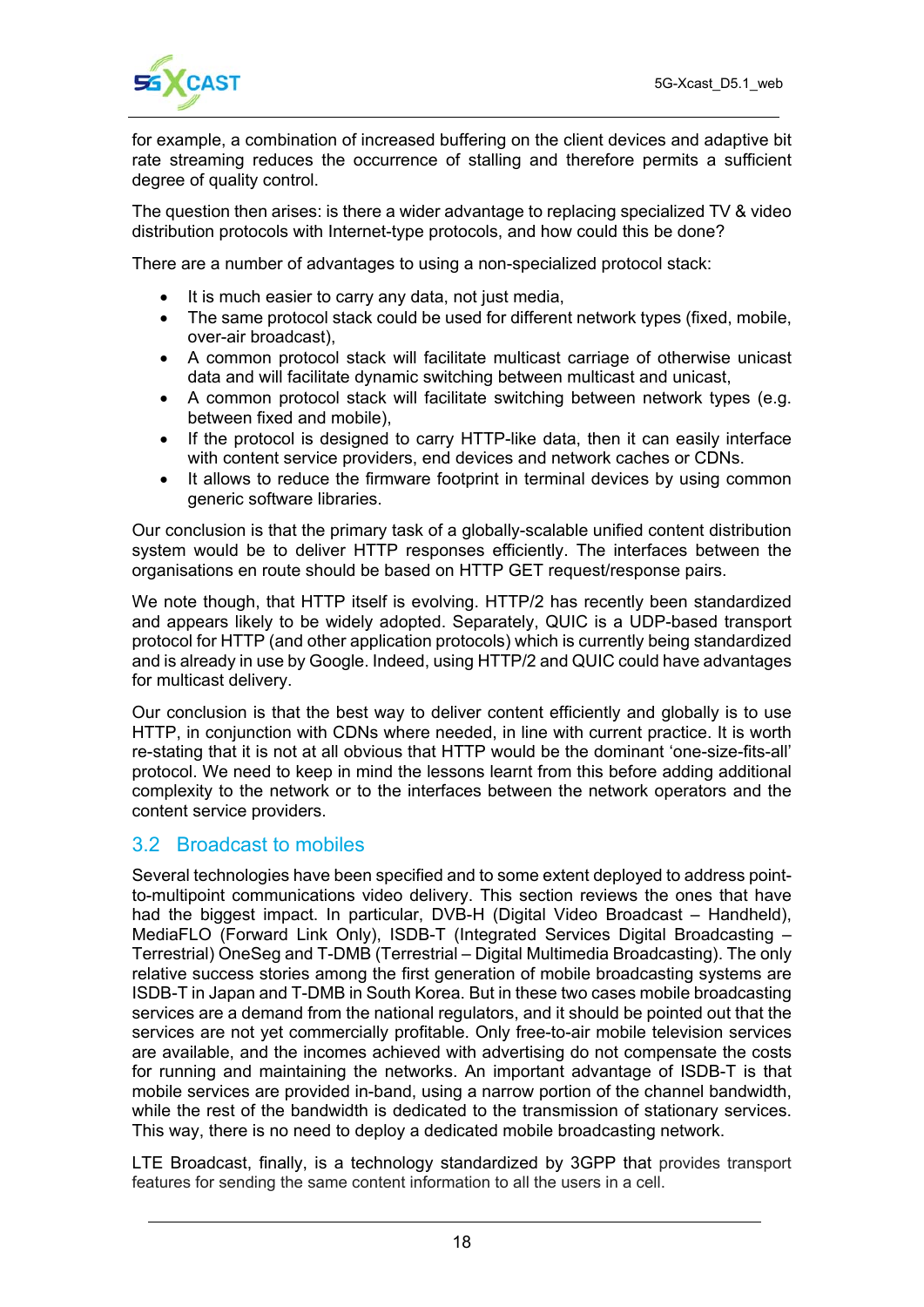for example, a combination of increased buffering on the client devices and adaptive bit rate streaming reduces the occurrence of stalling and therefore permits a sufficient degree of quality control.

The question then arises: is there a wider advantage to replacing specialized TV & video distribution protocols with Internet-type protocols, and how could this be done?

There are a number of advantages to using a non-specialized protocol stack:

- It is much easier to carry any data, not just media,
- The same protocol stack could be used for different network types (fixed, mobile, over-air broadcast),
- A common protocol stack will facilitate multicast carriage of otherwise unicast data and will facilitate dynamic switching between multicast and unicast,
- A common protocol stack will facilitate switching between network types (e.g. between fixed and mobile),
- If the protocol is designed to carry HTTP-like data, then it can easily interface with content service providers, end devices and network caches or CDNs.
- It allows to reduce the firmware footprint in terminal devices by using common generic software libraries.

Our conclusion is that the primary task of a globally-scalable unified content distribution system would be to deliver HTTP responses efficiently. The interfaces between the organisations en route should be based on HTTP GET request/response pairs.

We note though, that HTTP itself is evolving. HTTP/2 has recently been standardized and appears likely to be widely adopted. Separately, QUIC is a UDP-based transport protocol for HTTP (and other application protocols) which is currently being standardized and is already in use by Google. Indeed, using HTTP/2 and QUIC could have advantages for multicast delivery.

Our conclusion is that the best way to deliver content efficiently and globally is to use HTTP, in conjunction with CDNs where needed, in line with current practice. It is worth re-stating that it is not at all obvious that HTTP would be the dominant 'one-size-fits-all' protocol. We need to keep in mind the lessons learnt from this before adding additional complexity to the network or to the interfaces between the network operators and the content service providers.

## 3.2 Broadcast to mobiles

Several technologies have been specified and to some extent deployed to address point-to-multipoint communications video delivery. This section reviews the ones that have had the biggest impact. In particular, DVB-H (Digital Video Broadcast – Handheld), MediaFLO (Forward Link Only), ISDB-T (Integrated Services Digital Broadcasting – Terrestrial) OneSeg and T-DMB (Terrestrial – Digital Multimedia Broadcasting). The only relative success stories among the first generation of mobile broadcasting systems are ISDB-T in Japan and T-DMB in South Korea. But in these two cases mobile broadcasting services are a demand from the national regulators, and it should be pointed out that the services are not yet commercially profitable. Only free-to-air mobile television services are available, and the incomes achieved with advertising do not compensate the costs for running and maintaining the networks. An important advantage of ISDB-T is that mobile services are provided in-band, using a narrow portion of the channel bandwidth, while the rest of the bandwidth is dedicated to the transmission of stationary services. This way, there is no need to deploy a dedicated mobile broadcasting network.

LTE Broadcast, finally, is a technology standardized by 3GPP that provides transport features for sending the same content information to all the users in a cell.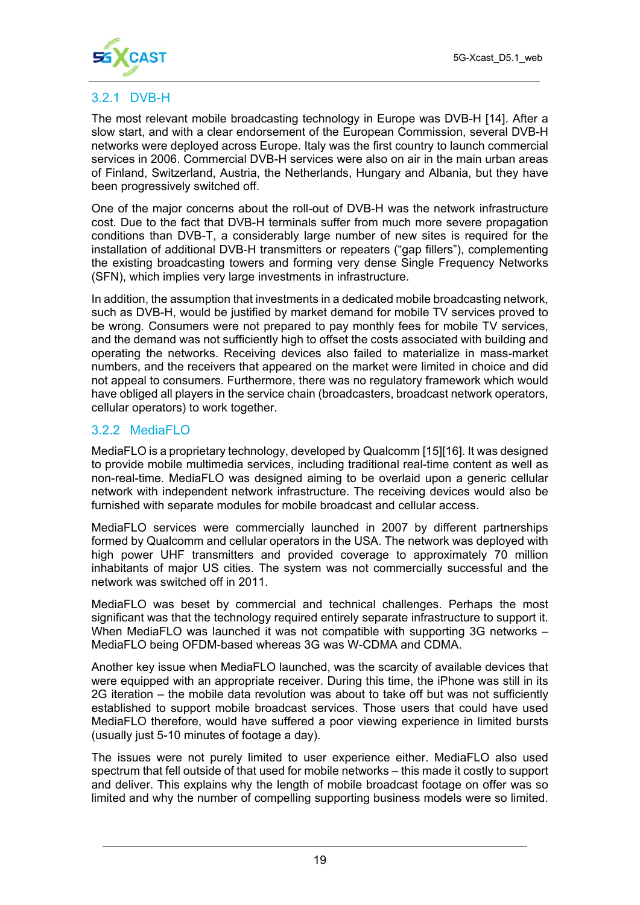### 3.2.1 DVB-H

The most relevant mobile broadcasting technology in Europe was DVB-H [14]. After a slow start, and with a clear endorsement of the European Commission, several DVB-H networks were deployed across Europe. Italy was the first country to launch commercial services in 2006. Commercial DVB-H services were also on air in the main urban areas of Finland, Switzerland, Austria, the Netherlands, Hungary and Albania, but they have been progressively switched off.

One of the major concerns about the roll-out of DVB-H was the network infrastructure cost. Due to the fact that DVB-H terminals suffer from much more severe propagation conditions than DVB-T, a considerably large number of new sites is required for the installation of additional DVB-H transmitters or repeaters ("gap fillers"), complementing the existing broadcasting towers and forming very dense Single Frequency Networks (SFN), which implies very large investments in infrastructure.

In addition, the assumption that investments in a dedicated mobile broadcasting network, such as DVB-H, would be justified by market demand for mobile TV services proved to be wrong. Consumers were not prepared to pay monthly fees for mobile TV services, and the demand was not sufficiently high to offset the costs associated with building and operating the networks. Receiving devices also failed to materialize in mass-market numbers, and the receivers that appeared on the market were limited in choice and did not appeal to consumers. Furthermore, there was no regulatory framework which would have obliged all players in the service chain (broadcasters, broadcast network operators, cellular operators) to work together.

### 3.2.2 MediaFLO

MediaFLO is a proprietary technology, developed by Qualcomm [15][16]. It was designed to provide mobile multimedia services, including traditional real-time content as well as non-real-time. MediaFLO was designed aiming to be overlaid upon a generic cellular network with independent network infrastructure. The receiving devices would also be furnished with separate modules for mobile broadcast and cellular access.

MediaFLO services were commercially launched in 2007 by different partnerships formed by Qualcomm and cellular operators in the USA. The network was deployed with high power UHF transmitters and provided coverage to approximately 70 million inhabitants of major US cities. The system was not commercially successful and the network was switched off in 2011.

MediaFLO was beset by commercial and technical challenges. Perhaps the most significant was that the technology required entirely separate infrastructure to support it. When MediaFLO was launched it was not compatible with supporting 3G networks – MediaFLO being OFDM-based whereas 3G was W-CDMA and CDMA.

Another key issue when MediaFLO launched, was the scarcity of available devices that were equipped with an appropriate receiver. During this time, the iPhone was still in its 2G iteration – the mobile data revolution was about to take off but was not sufficiently established to support mobile broadcast services. Those users that could have used MediaFLO therefore, would have suffered a poor viewing experience in limited bursts (usually just 5-10 minutes of footage a day).

The issues were not purely limited to user experience either. MediaFLO also used spectrum that fell outside of that used for mobile networks – this made it costly to support and deliver. This explains why the length of mobile broadcast footage on offer was so limited and why the number of compelling supporting business models were so limited.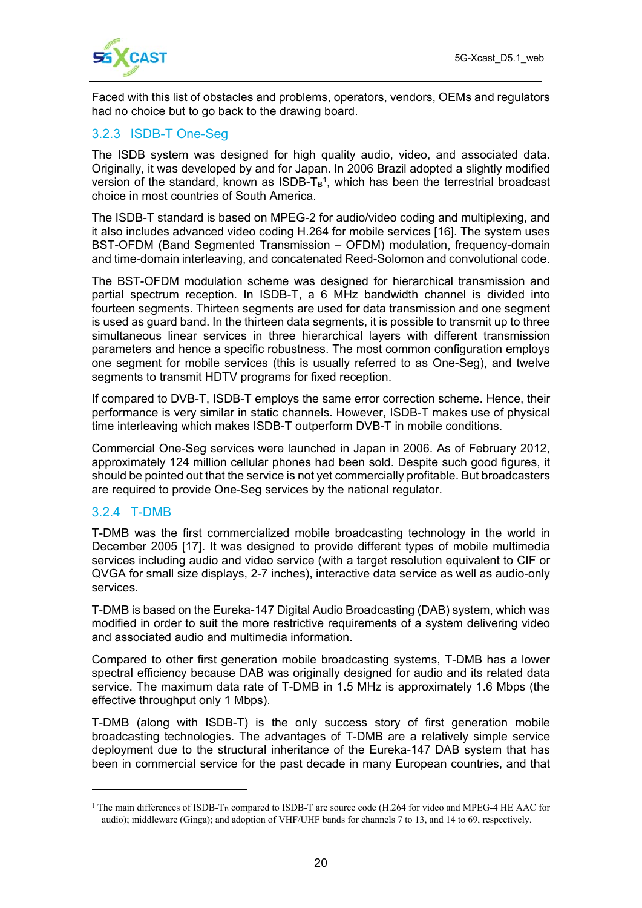Faced with this list of obstacles and problems, operators, vendors, OEMs and regulators had no choice but to go back to the drawing board.

### 3.2.3 ISDB-T One-Seg

The ISDB system was designed for high quality audio, video, and associated data. Originally, it was developed by and for Japan. In 2006 Brazil adopted a slightly modified version of the standard, known as ISDB-$T_B$[1], which has been the terrestrial broadcast choice in most countries of South America.

The ISDB-T standard is based on MPEG-2 for audio/video coding and multiplexing, and it also includes advanced video coding H.264 for mobile services [16]. The system uses BST-OFDM (Band Segmented Transmission – OFDM) modulation, frequency-domain and time-domain interleaving, and concatenated Reed-Solomon and convolutional code.

The BST-OFDM modulation scheme was designed for hierarchical transmission and partial spectrum reception. In ISDB-T, a 6 MHz bandwidth channel is divided into fourteen segments. Thirteen segments are used for data transmission and one segment is used as guard band. In the thirteen data segments, it is possible to transmit up to three simultaneous linear services in three hierarchical layers with different transmission parameters and hence a specific robustness. The most common configuration employs one segment for mobile services (this is usually referred to as One-Seg), and twelve segments to transmit HDTV programs for fixed reception.

If compared to DVB-T, ISDB-T employs the same error correction scheme. Hence, their performance is very similar in static channels. However, ISDB-T makes use of physical time interleaving which makes ISDB-T outperform DVB-T in mobile conditions.

Commercial One-Seg services were launched in Japan in 2006. As of February 2012, approximately 124 million cellular phones had been sold. Despite such good figures, it should be pointed out that the service is not yet commercially profitable. But broadcasters are required to provide One-Seg services by the national regulator.

### 3.2.4 T-DMB

T-DMB was the first commercialized mobile broadcasting technology in the world in December 2005 [17]. It was designed to provide different types of mobile multimedia services including audio and video service (with a target resolution equivalent to CIF or QVGA for small size displays, 2-7 inches), interactive data service as well as audio-only services.

T-DMB is based on the Eureka-147 Digital Audio Broadcasting (DAB) system, which was modified in order to suit the more restrictive requirements of a system delivering video and associated audio and multimedia information.

Compared to other first generation mobile broadcasting systems, T-DMB has a lower spectral efficiency because DAB was originally designed for audio and its related data service. The maximum data rate of T-DMB in 1.5 MHz is approximately 1.6 Mbps (the effective throughput only 1 Mbps).

T-DMB (along with ISDB-T) is the only success story of first generation mobile broadcasting technologies. The advantages of T-DMB are a relatively simple service deployment due to the structural inheritance of the Eureka-147 DAB system that has been in commercial service for the past decade in many European countries, and that

---

[1] The main differences of ISDB-$T_B$ compared to ISDB-T are source code (H.264 for video and MPEG-4 HE AAC for audio); middleware (Ginga); and adoption of VHF/UHF bands for channels 7 to 13, and 14 to 69, respectively.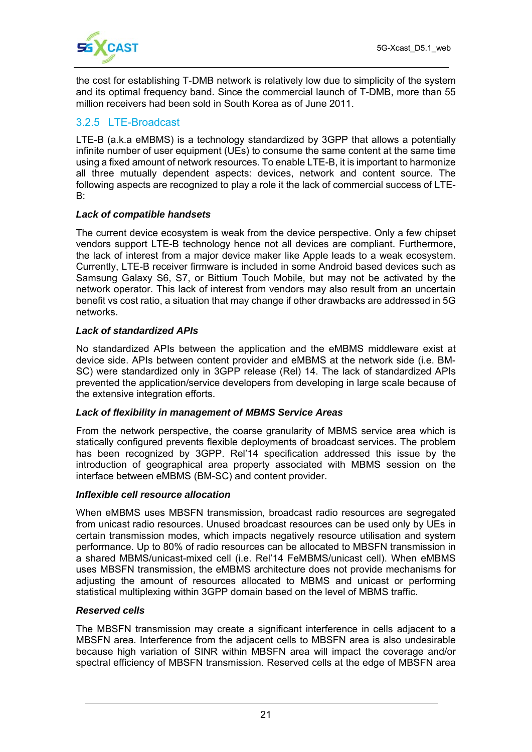the cost for establishing T-DMB network is relatively low due to simplicity of the system and its optimal frequency band. Since the commercial launch of T-DMB, more than 55 million receivers had been sold in South Korea as of June 2011.

### 3.2.5 LTE-Broadcast

LTE-B (a.k.a eMBMS) is a technology standardized by 3GPP that allows a potentially infinite number of user equipment (UEs) to consume the same content at the same time using a fixed amount of network resources. To enable LTE-B, it is important to harmonize all three mutually dependent aspects: devices, network and content source. The following aspects are recognized to play a role it the lack of commercial success of LTE-B:

***Lack of compatible handsets***

The current device ecosystem is weak from the device perspective. Only a few chipset vendors support LTE-B technology hence not all devices are compliant. Furthermore, the lack of interest from a major device maker like Apple leads to a weak ecosystem. Currently, LTE-B receiver firmware is included in some Android based devices such as Samsung Galaxy S6, S7, or Bittium Touch Mobile, but may not be activated by the network operator. This lack of interest from vendors may also result from an uncertain benefit vs cost ratio, a situation that may change if other drawbacks are addressed in 5G networks.

***Lack of standardized APIs***

No standardized APIs between the application and the eMBMS middleware exist at device side. APIs between content provider and eMBMS at the network side (i.e. BM-SC) were standardized only in 3GPP release (Rel) 14. The lack of standardized APIs prevented the application/service developers from developing in large scale because of the extensive integration efforts.

***Lack of flexibility in management of MBMS Service Areas***

From the network perspective, the coarse granularity of MBMS service area which is statically configured prevents flexible deployments of broadcast services. The problem has been recognized by 3GPP. Rel'14 specification addressed this issue by the introduction of geographical area property associated with MBMS session on the interface between eMBMS (BM-SC) and content provider.

***Inflexible cell resource allocation***

When eMBMS uses MBSFN transmission, broadcast radio resources are segregated from unicast radio resources. Unused broadcast resources can be used only by UEs in certain transmission modes, which impacts negatively resource utilisation and system performance. Up to 80% of radio resources can be allocated to MBSFN transmission in a shared MBMS/unicast-mixed cell (i.e. Rel'14 FeMBMS/unicast cell). When eMBMS uses MBSFN transmission, the eMBMS architecture does not provide mechanisms for adjusting the amount of resources allocated to MBMS and unicast or performing statistical multiplexing within 3GPP domain based on the level of MBMS traffic.

***Reserved cells***

The MBSFN transmission may create a significant interference in cells adjacent to a MBSFN area. Interference from the adjacent cells to MBSFN area is also undesirable because high variation of SINR within MBSFN area will impact the coverage and/or spectral efficiency of MBSFN transmission. Reserved cells at the edge of MBSFN area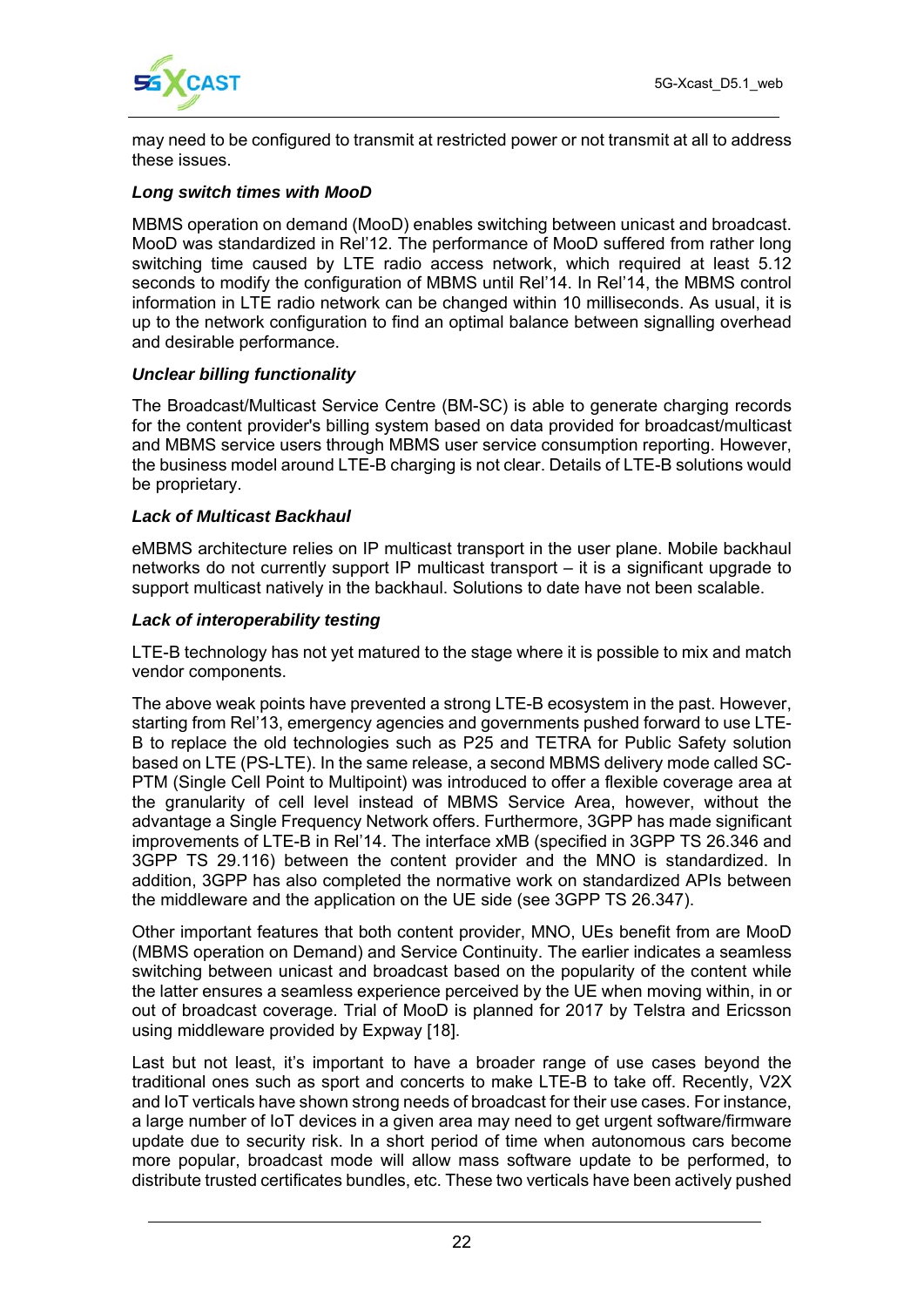may need to be configured to transmit at restricted power or not transmit at all to address these issues.

***Long switch times with MooD***

MBMS operation on demand (MooD) enables switching between unicast and broadcast. MooD was standardized in Rel'12. The performance of MooD suffered from rather long switching time caused by LTE radio access network, which required at least 5.12 seconds to modify the configuration of MBMS until Rel'14. In Rel'14, the MBMS control information in LTE radio network can be changed within 10 milliseconds. As usual, it is up to the network configuration to find an optimal balance between signalling overhead and desirable performance.

***Unclear billing functionality***

The Broadcast/Multicast Service Centre (BM-SC) is able to generate charging records for the content provider's billing system based on data provided for broadcast/multicast and MBMS service users through MBMS user service consumption reporting. However, the business model around LTE-B charging is not clear. Details of LTE-B solutions would be proprietary.

***Lack of Multicast Backhaul***

eMBMS architecture relies on IP multicast transport in the user plane. Mobile backhaul networks do not currently support IP multicast transport – it is a significant upgrade to support multicast natively in the backhaul. Solutions to date have not been scalable.

***Lack of interoperability testing***

LTE-B technology has not yet matured to the stage where it is possible to mix and match vendor components.

The above weak points have prevented a strong LTE-B ecosystem in the past. However, starting from Rel'13, emergency agencies and governments pushed forward to use LTE-B to replace the old technologies such as P25 and TETRA for Public Safety solution based on LTE (PS-LTE). In the same release, a second MBMS delivery mode called SC-PTM (Single Cell Point to Multipoint) was introduced to offer a flexible coverage area at the granularity of cell level instead of MBMS Service Area, however, without the advantage a Single Frequency Network offers. Furthermore, 3GPP has made significant improvements of LTE-B in Rel'14. The interface xMB (specified in 3GPP TS 26.346 and 3GPP TS 29.116) between the content provider and the MNO is standardized. In addition, 3GPP has also completed the normative work on standardized APIs between the middleware and the application on the UE side (see 3GPP TS 26.347).

Other important features that both content provider, MNO, UEs benefit from are MooD (MBMS operation on Demand) and Service Continuity. The earlier indicates a seamless switching between unicast and broadcast based on the popularity of the content while the latter ensures a seamless experience perceived by the UE when moving within, in or out of broadcast coverage. Trial of MooD is planned for 2017 by Telstra and Ericsson using middleware provided by Expway [18].

Last but not least, it's important to have a broader range of use cases beyond the traditional ones such as sport and concerts to make LTE-B to take off. Recently, V2X and IoT verticals have shown strong needs of broadcast for their use cases. For instance, a large number of IoT devices in a given area may need to get urgent software/firmware update due to security risk. In a short period of time when autonomous cars become more popular, broadcast mode will allow mass software update to be performed, to distribute trusted certificates bundles, etc. These two verticals have been actively pushed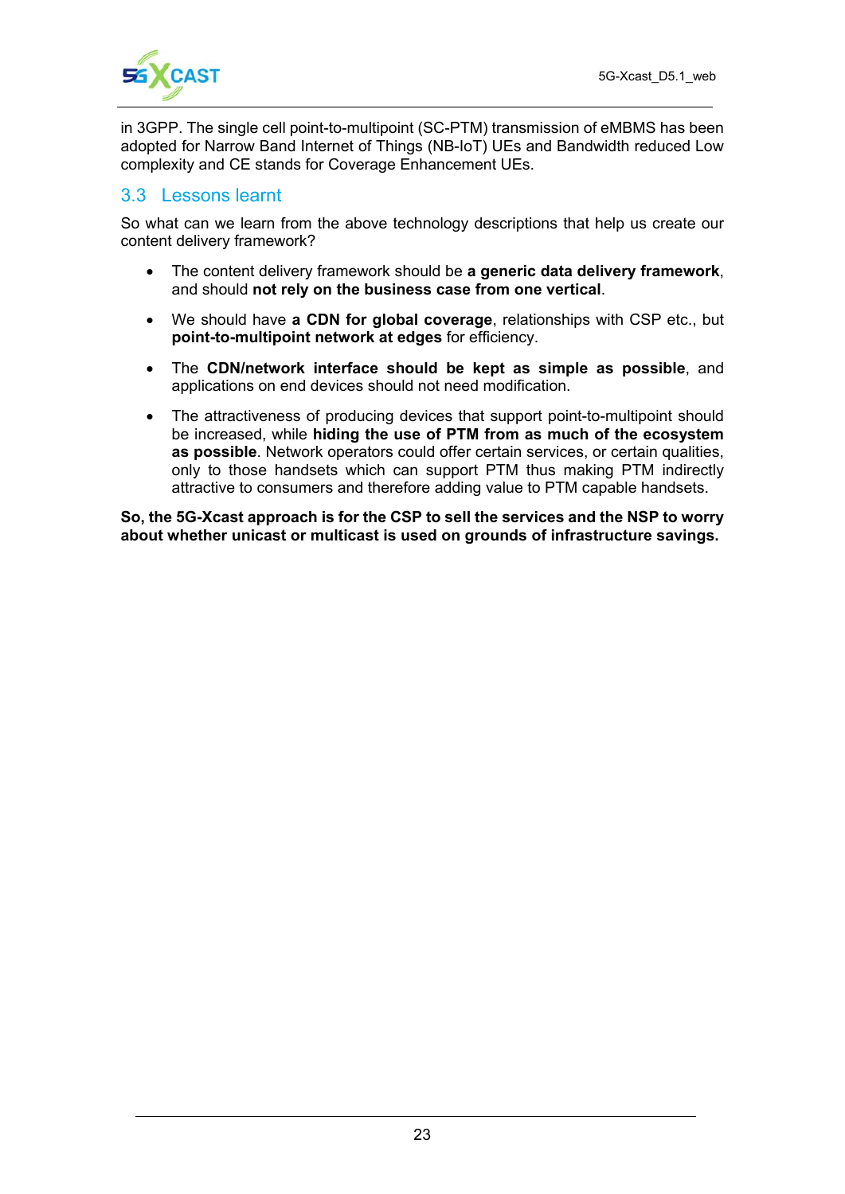in 3GPP. The single cell point-to-multipoint (SC-PTM) transmission of eMBMS has been adopted for Narrow Band Internet of Things (NB-IoT) UEs and Bandwidth reduced Low complexity and CE stands for Coverage Enhancement UEs.

## 3.3 Lessons learnt

So what can we learn from the above technology descriptions that help us create our content delivery framework?

- The content delivery framework should be **a generic data delivery framework**, and should **not rely on the business case from one vertical**.
- We should have **a CDN for global coverage**, relationships with CSP etc., but **point-to-multipoint network at edges** for efficiency.
- The **CDN/network interface should be kept as simple as possible**, and applications on end devices should not need modification.
- The attractiveness of producing devices that support point-to-multipoint should be increased, while **hiding the use of PTM from as much of the ecosystem as possible**. Network operators could offer certain services, or certain qualities, only to those handsets which can support PTM thus making PTM indirectly attractive to consumers and therefore adding value to PTM capable handsets.

**So, the 5G-Xcast approach is for the CSP to sell the services and the NSP to worry about whether unicast or multicast is used on grounds of infrastructure savings.**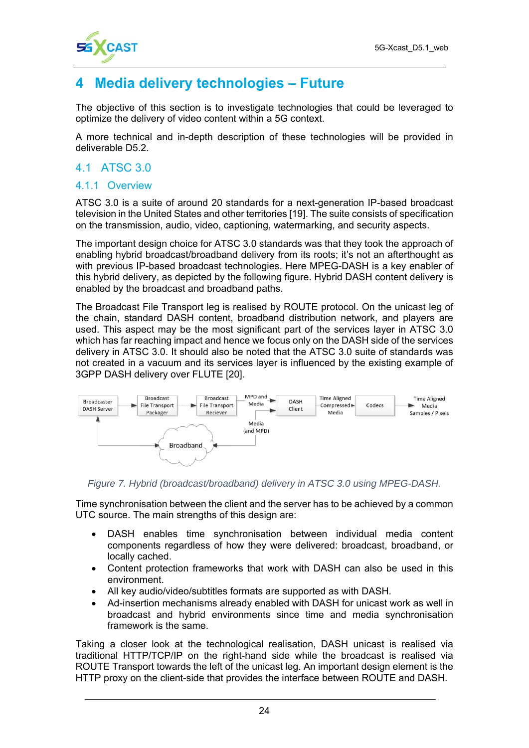# 4 Media delivery technologies – Future

The objective of this section is to investigate technologies that could be leveraged to optimize the delivery of video content within a 5G context.

A more technical and in-depth description of these technologies will be provided in deliverable D5.2.

## 4.1 ATSC 3.0

### 4.1.1 Overview

ATSC 3.0 is a suite of around 20 standards for a next-generation IP-based broadcast television in the United States and other territories [19]. The suite consists of specification on the transmission, audio, video, captioning, watermarking, and security aspects.

The important design choice for ATSC 3.0 standards was that they took the approach of enabling hybrid broadcast/broadband delivery from its roots; it's not an afterthought as with previous IP-based broadcast technologies. Here MPEG-DASH is a key enabler of this hybrid delivery, as depicted by the following figure. Hybrid DASH content delivery is enabled by the broadcast and broadband paths.

The Broadcast File Transport leg is realised by ROUTE protocol. On the unicast leg of the chain, standard DASH content, broadband distribution network, and players are used. This aspect may be the most significant part of the services layer in ATSC 3.0 which has far reaching impact and hence we focus only on the DASH side of the services delivery in ATSC 3.0. It should also be noted that the ATSC 3.0 suite of standards was not created in a vacuum and its services layer is influenced by the existing example of 3GPP DASH delivery over FLUTE [20].

*Figure 7. Hybrid (broadcast/broadband) delivery in ATSC 3.0 using MPEG-DASH.*

Time synchronisation between the client and the server has to be achieved by a common UTC source. The main strengths of this design are:

- DASH enables time synchronisation between individual media content components regardless of how they were delivered: broadcast, broadband, or locally cached.
- Content protection frameworks that work with DASH can also be used in this environment.
- All key audio/video/subtitles formats are supported as with DASH.
- Ad-insertion mechanisms already enabled with DASH for unicast work as well in broadcast and hybrid environments since time and media synchronisation framework is the same.

Taking a closer look at the technological realisation, DASH unicast is realised via traditional HTTP/TCP/IP on the right-hand side while the broadcast is realised via ROUTE Transport towards the left of the unicast leg. An important design element is the HTTP proxy on the client-side that provides the interface between ROUTE and DASH.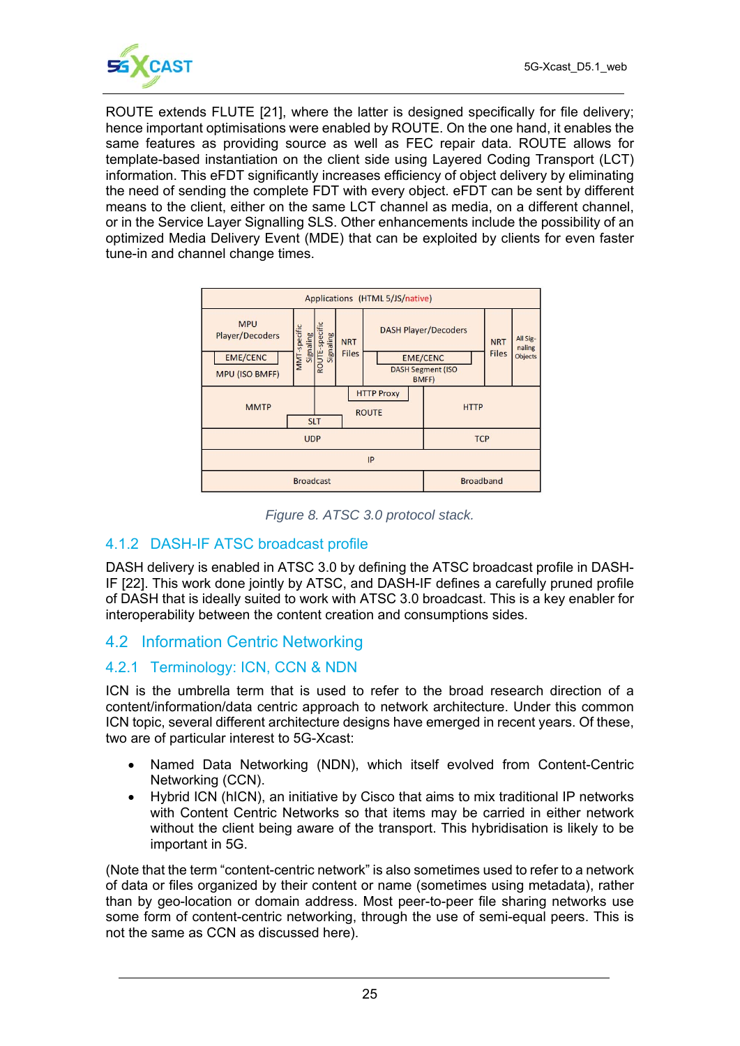ROUTE extends FLUTE [21], where the latter is designed specifically for file delivery; hence important optimisations were enabled by ROUTE. On the one hand, it enables the same features as providing source as well as FEC repair data. ROUTE allows for template-based instantiation on the client side using Layered Coding Transport (LCT) information. This eFDT significantly increases efficiency of object delivery by eliminating the need of sending the complete FDT with every object. eFDT can be sent by different means to the client, either on the same LCT channel as media, on a different channel, or in the Service Layer Signalling SLS. Other enhancements include the possibility of an optimized Media Delivery Event (MDE) that can be exploited by clients for even faster tune-in and channel change times.

| Applications (HTML 5/JS/native) | | | | | | |
|---|---|---|---|---|---|---|
| MPU Player/Decoders<br>EME/CENC<br>MPU (ISO BMFF) | MMT-specific Signaling | ROUTE-specific Signaling | NRT Files | DASH Player/Decoders<br>EME/CENC<br>DASH Segment (ISO BMFF) | NRT Files | All Signaling Objects |
| MMTP | SLT | | HTTP Proxy<br>ROUTE | | HTTP | |
| UDP | | | | | TCP | |
| IP | | | | | | |
| Broadcast | | | | | Broadband | |

Figure 8. ATSC 3.0 protocol stack.

### 4.1.2 DASH-IF ATSC broadcast profile

DASH delivery is enabled in ATSC 3.0 by defining the ATSC broadcast profile in DASH-IF [22]. This work done jointly by ATSC, and DASH-IF defines a carefully pruned profile of DASH that is ideally suited to work with ATSC 3.0 broadcast. This is a key enabler for interoperability between the content creation and consumptions sides.

## 4.2 Information Centric Networking

### 4.2.1 Terminology: ICN, CCN & NDN

ICN is the umbrella term that is used to refer to the broad research direction of a content/information/data centric approach to network architecture. Under this common ICN topic, several different architecture designs have emerged in recent years. Of these, two are of particular interest to 5G-Xcast:

- Named Data Networking (NDN), which itself evolved from Content-Centric Networking (CCN).
- Hybrid ICN (hICN), an initiative by Cisco that aims to mix traditional IP networks with Content Centric Networks so that items may be carried in either network without the client being aware of the transport. This hybridisation is likely to be important in 5G.

(Note that the term “content-centric network” is also sometimes used to refer to a network of data or files organized by their content or name (sometimes using metadata), rather than by geo-location or domain address. Most peer-to-peer file sharing networks use some form of content-centric networking, through the use of semi-equal peers. This is not the same as CCN as discussed here).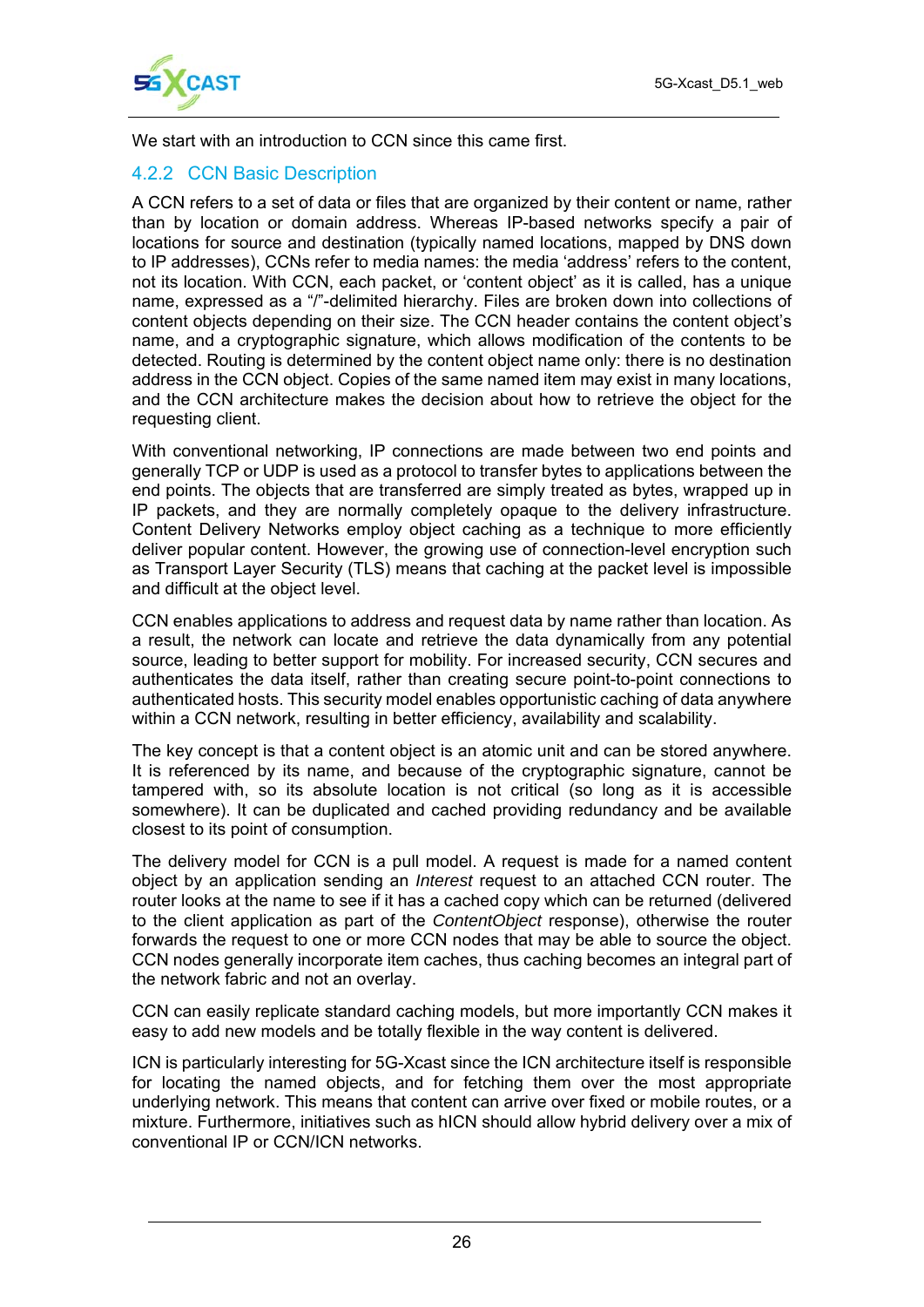We start with an introduction to CCN since this came first.

### 4.2.2 CCN Basic Description

A CCN refers to a set of data or files that are organized by their content or name, rather than by location or domain address. Whereas IP-based networks specify a pair of locations for source and destination (typically named locations, mapped by DNS down to IP addresses), CCNs refer to media names: the media 'address' refers to the content, not its location. With CCN, each packet, or 'content object' as it is called, has a unique name, expressed as a "/"-delimited hierarchy. Files are broken down into collections of content objects depending on their size. The CCN header contains the content object's name, and a cryptographic signature, which allows modification of the contents to be detected. Routing is determined by the content object name only: there is no destination address in the CCN object. Copies of the same named item may exist in many locations, and the CCN architecture makes the decision about how to retrieve the object for the requesting client.

With conventional networking, IP connections are made between two end points and generally TCP or UDP is used as a protocol to transfer bytes to applications between the end points. The objects that are transferred are simply treated as bytes, wrapped up in IP packets, and they are normally completely opaque to the delivery infrastructure. Content Delivery Networks employ object caching as a technique to more efficiently deliver popular content. However, the growing use of connection-level encryption such as Transport Layer Security (TLS) means that caching at the packet level is impossible and difficult at the object level.

CCN enables applications to address and request data by name rather than location. As a result, the network can locate and retrieve the data dynamically from any potential source, leading to better support for mobility. For increased security, CCN secures and authenticates the data itself, rather than creating secure point-to-point connections to authenticated hosts. This security model enables opportunistic caching of data anywhere within a CCN network, resulting in better efficiency, availability and scalability.

The key concept is that a content object is an atomic unit and can be stored anywhere. It is referenced by its name, and because of the cryptographic signature, cannot be tampered with, so its absolute location is not critical (so long as it is accessible somewhere). It can be duplicated and cached providing redundancy and be available closest to its point of consumption.

The delivery model for CCN is a pull model. A request is made for a named content object by an application sending an *Interest* request to an attached CCN router. The router looks at the name to see if it has a cached copy which can be returned (delivered to the client application as part of the *ContentObject* response), otherwise the router forwards the request to one or more CCN nodes that may be able to source the object. CCN nodes generally incorporate item caches, thus caching becomes an integral part of the network fabric and not an overlay.

CCN can easily replicate standard caching models, but more importantly CCN makes it easy to add new models and be totally flexible in the way content is delivered.

ICN is particularly interesting for 5G-Xcast since the ICN architecture itself is responsible for locating the named objects, and for fetching them over the most appropriate underlying network. This means that content can arrive over fixed or mobile routes, or a mixture. Furthermore, initiatives such as hICN should allow hybrid delivery over a mix of conventional IP or CCN/ICN networks.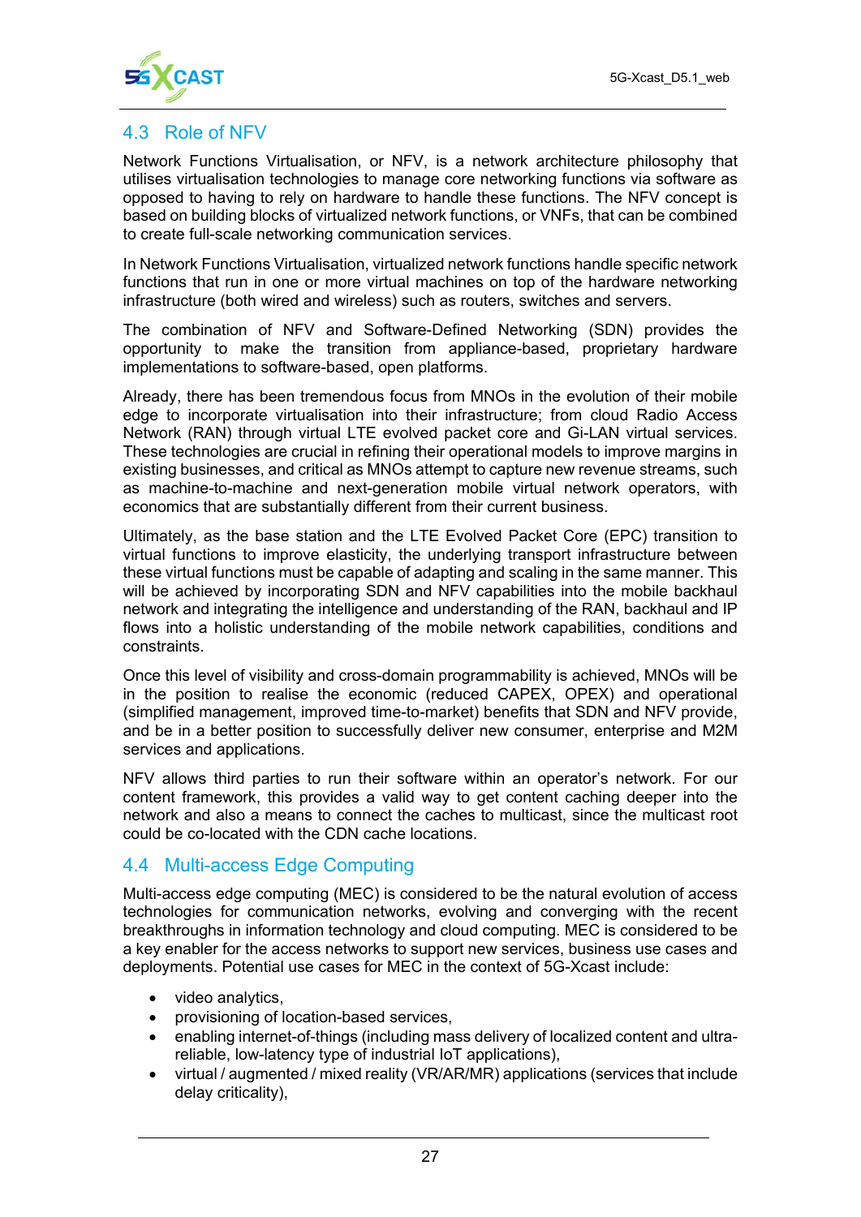## 4.3 Role of NFV

Network Functions Virtualisation, or NFV, is a network architecture philosophy that utilises virtualisation technologies to manage core networking functions via software as opposed to having to rely on hardware to handle these functions. The NFV concept is based on building blocks of virtualized network functions, or VNFs, that can be combined to create full-scale networking communication services.

In Network Functions Virtualisation, virtualized network functions handle specific network functions that run in one or more virtual machines on top of the hardware networking infrastructure (both wired and wireless) such as routers, switches and servers.

The combination of NFV and Software-Defined Networking (SDN) provides the opportunity to make the transition from appliance-based, proprietary hardware implementations to software-based, open platforms.

Already, there has been tremendous focus from MNOs in the evolution of their mobile edge to incorporate virtualisation into their infrastructure; from cloud Radio Access Network (RAN) through virtual LTE evolved packet core and Gi-LAN virtual services. These technologies are crucial in refining their operational models to improve margins in existing businesses, and critical as MNOs attempt to capture new revenue streams, such as machine-to-machine and next-generation mobile virtual network operators, with economics that are substantially different from their current business.

Ultimately, as the base station and the LTE Evolved Packet Core (EPC) transition to virtual functions to improve elasticity, the underlying transport infrastructure between these virtual functions must be capable of adapting and scaling in the same manner. This will be achieved by incorporating SDN and NFV capabilities into the mobile backhaul network and integrating the intelligence and understanding of the RAN, backhaul and IP flows into a holistic understanding of the mobile network capabilities, conditions and constraints.

Once this level of visibility and cross-domain programmability is achieved, MNOs will be in the position to realise the economic (reduced CAPEX, OPEX) and operational (simplified management, improved time-to-market) benefits that SDN and NFV provide, and be in a better position to successfully deliver new consumer, enterprise and M2M services and applications.

NFV allows third parties to run their software within an operator's network. For our content framework, this provides a valid way to get content caching deeper into the network and also a means to connect the caches to multicast, since the multicast root could be co-located with the CDN cache locations.

## 4.4 Multi-access Edge Computing

Multi-access edge computing (MEC) is considered to be the natural evolution of access technologies for communication networks, evolving and converging with the recent breakthroughs in information technology and cloud computing. MEC is considered to be a key enabler for the access networks to support new services, business use cases and deployments. Potential use cases for MEC in the context of 5G-Xcast include:

- video analytics,
- provisioning of location-based services,
- enabling internet-of-things (including mass delivery of localized content and ultra-reliable, low-latency type of industrial IoT applications),
- virtual / augmented / mixed reality (VR/AR/MR) applications (services that include delay criticality),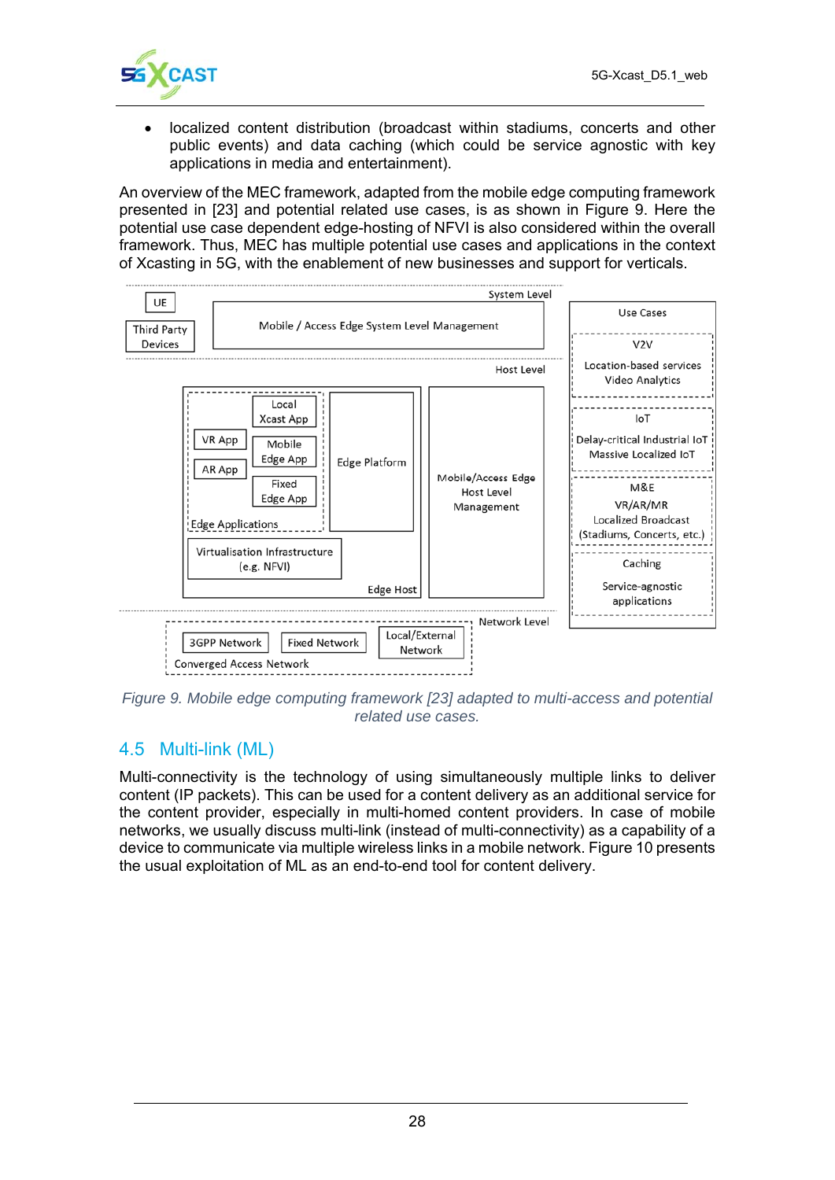- localized content distribution (broadcast within stadiums, concerts and other public events) and data caching (which could be service agnostic with key applications in media and entertainment).

An overview of the MEC framework, adapted from the mobile edge computing framework presented in [23] and potential related use cases, is as shown in Figure 9. Here the potential use case dependent edge-hosting of NFVI is also considered within the overall framework. Thus, MEC has multiple potential use cases and applications in the context of Xcasting in 5G, with the enablement of new businesses and support for verticals.

*Figure 9. Mobile edge computing framework [23] adapted to multi-access and potential related use cases.*

## 4.5 Multi-link (ML)

Multi-connectivity is the technology of using simultaneously multiple links to deliver content (IP packets). This can be used for a content delivery as an additional service for the content provider, especially in multi-homed content providers. In case of mobile networks, we usually discuss multi-link (instead of multi-connectivity) as a capability of a device to communicate via multiple wireless links in a mobile network. Figure 10 presents the usual exploitation of ML as an end-to-end tool for content delivery.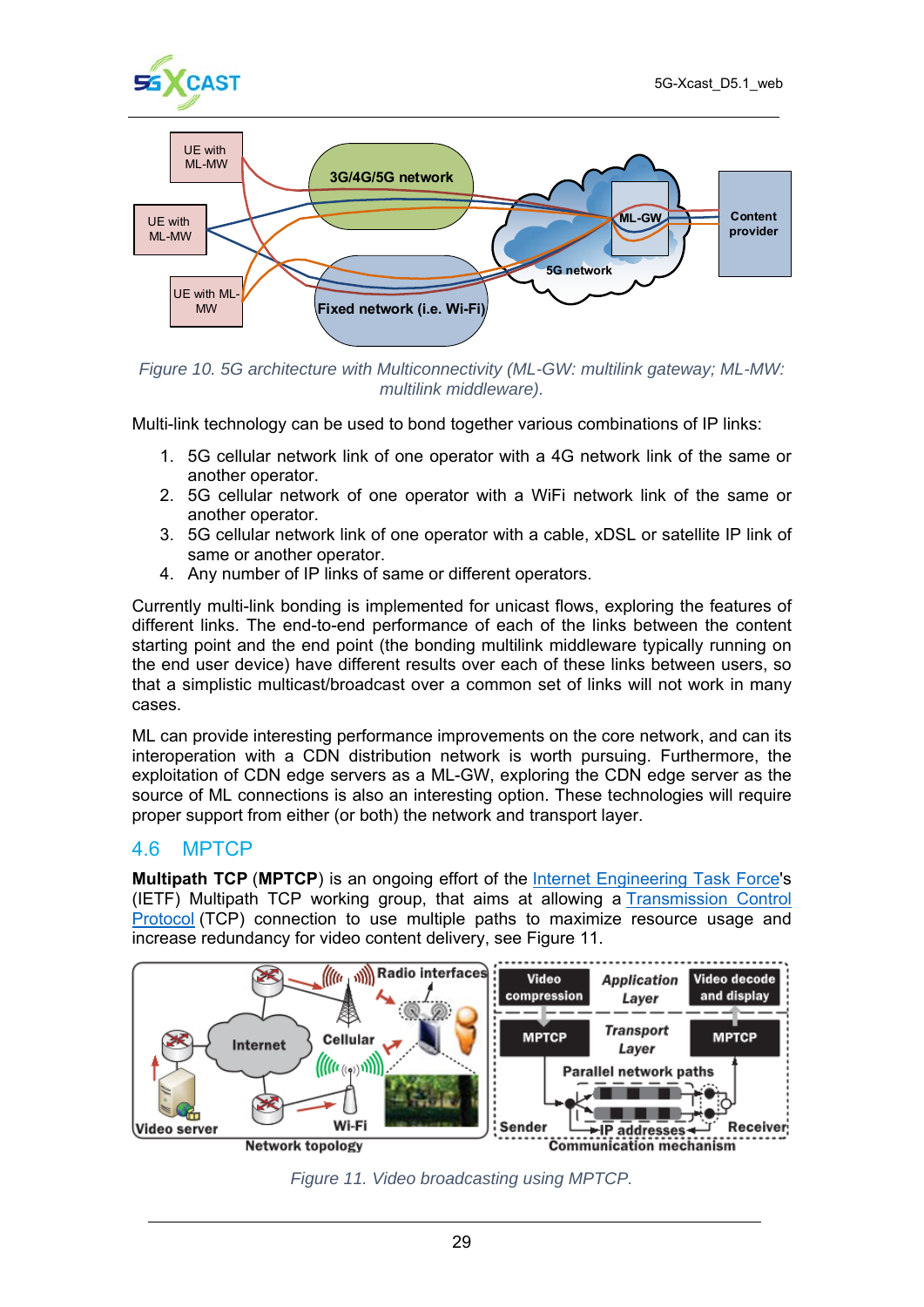Figure 10. 5G architecture with Multiconnectivity (ML-GW: multilink gateway; ML-MW: multilink middleware).

Multi-link technology can be used to bond together various combinations of IP links:

1. 5G cellular network link of one operator with a 4G network link of the same or another operator.
2. 5G cellular network of one operator with a WiFi network link of the same or another operator.
3. 5G cellular network link of one operator with a cable, xDSL or satellite IP link of same or another operator.
4. Any number of IP links of same or different operators.

Currently multi-link bonding is implemented for unicast flows, exploring the features of different links. The end-to-end performance of each of the links between the content starting point and the end point (the bonding multilink middleware typically running on the end user device) have different results over each of these links between users, so that a simplistic multicast/broadcast over a common set of links will not work in many cases.

ML can provide interesting performance improvements on the core network, and can its interoperation with a CDN distribution network is worth pursuing. Furthermore, the exploitation of CDN edge servers as a ML-GW, exploring the CDN edge server as the source of ML connections is also an interesting option. These technologies will require proper support from either (or both) the network and transport layer.

## 4.6 MPTCP

**Multipath TCP** (**MPTCP**) is an ongoing effort of the Internet Engineering Task Force's (IETF) Multipath TCP working group, that aims at allowing a Transmission Control Protocol (TCP) connection to use multiple paths to maximize resource usage and increase redundancy for video content delivery, see Figure 11.

Figure 11. Video broadcasting using MPTCP.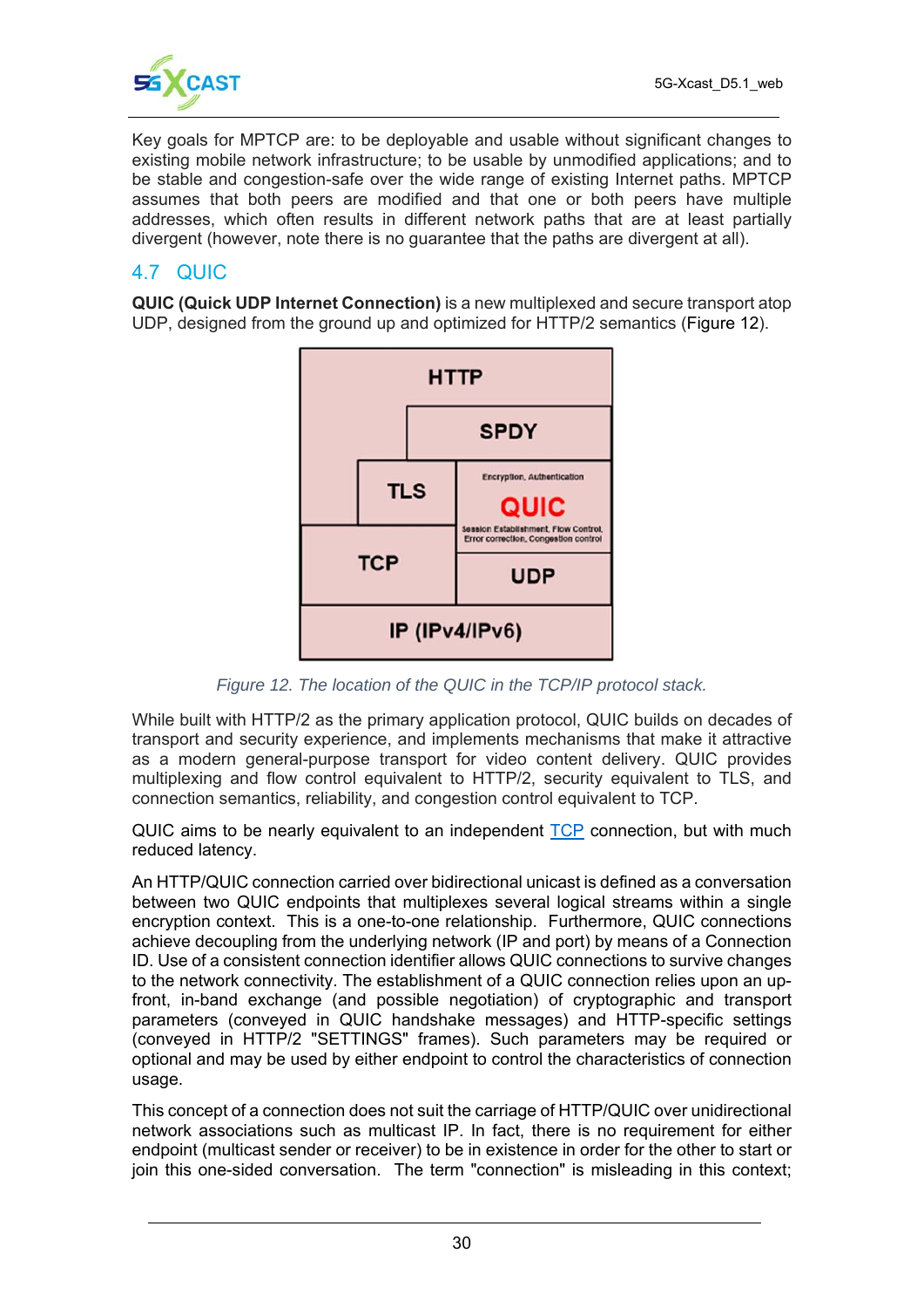Key goals for MPTCP are: to be deployable and usable without significant changes to existing mobile network infrastructure; to be usable by unmodified applications; and to be stable and congestion-safe over the wide range of existing Internet paths. MPTCP assumes that both peers are modified and that one or both peers have multiple addresses, which often results in different network paths that are at least partially divergent (however, note there is no guarantee that the paths are divergent at all).

## 4.7 QUIC

**QUIC (Quick UDP Internet Connection)** is a new multiplexed and secure transport atop UDP, designed from the ground up and optimized for HTTP/2 semantics (Figure 12).

*Figure 12. The location of the QUIC in the TCP/IP protocol stack.*

While built with HTTP/2 as the primary application protocol, QUIC builds on decades of transport and security experience, and implements mechanisms that make it attractive as a modern general-purpose transport for video content delivery. QUIC provides multiplexing and flow control equivalent to HTTP/2, security equivalent to TLS, and connection semantics, reliability, and congestion control equivalent to TCP.

QUIC aims to be nearly equivalent to an independent TCP connection, but with much reduced latency.

An HTTP/QUIC connection carried over bidirectional unicast is defined as a conversation between two QUIC endpoints that multiplexes several logical streams within a single encryption context. This is a one-to-one relationship. Furthermore, QUIC connections achieve decoupling from the underlying network (IP and port) by means of a Connection ID. Use of a consistent connection identifier allows QUIC connections to survive changes to the network connectivity. The establishment of a QUIC connection relies upon an up-front, in-band exchange (and possible negotiation) of cryptographic and transport parameters (conveyed in QUIC handshake messages) and HTTP-specific settings (conveyed in HTTP/2 "SETTINGS" frames). Such parameters may be required or optional and may be used by either endpoint to control the characteristics of connection usage.

This concept of a connection does not suit the carriage of HTTP/QUIC over unidirectional network associations such as multicast IP. In fact, there is no requirement for either endpoint (multicast sender or receiver) to be in existence in order for the other to start or join this one-sided conversation. The term "connection" is misleading in this context;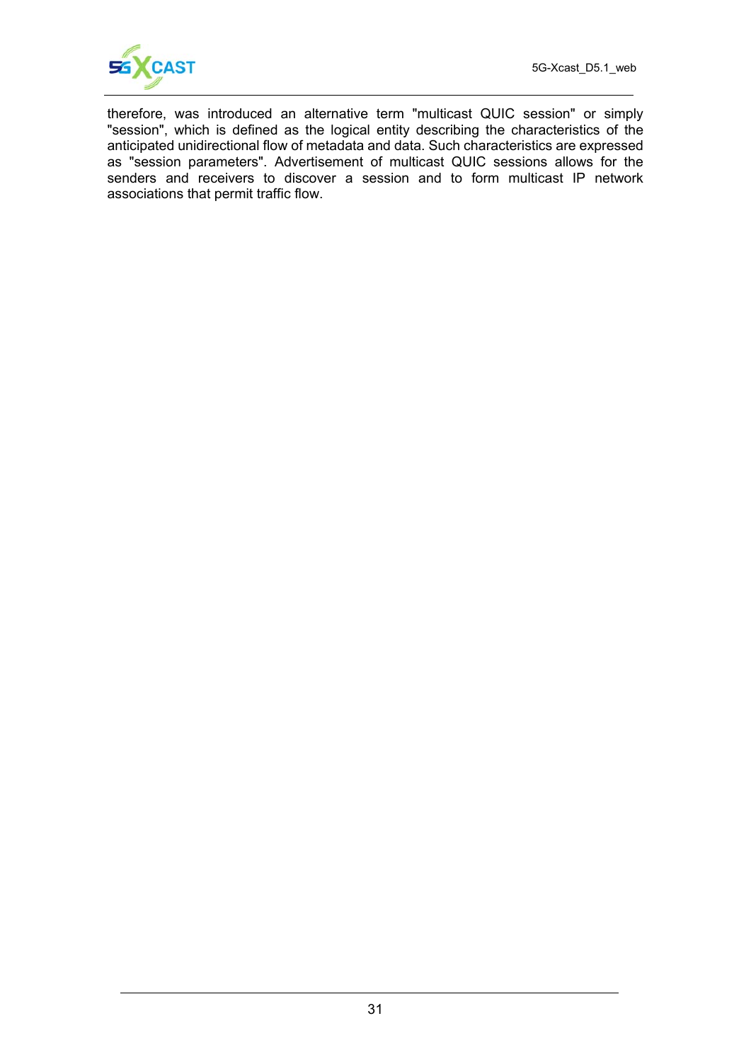therefore, was introduced an alternative term "multicast QUIC session" or simply "session", which is defined as the logical entity describing the characteristics of the anticipated unidirectional flow of metadata and data. Such characteristics are expressed as "session parameters". Advertisement of multicast QUIC sessions allows for the senders and receivers to discover a session and to form multicast IP network associations that permit traffic flow.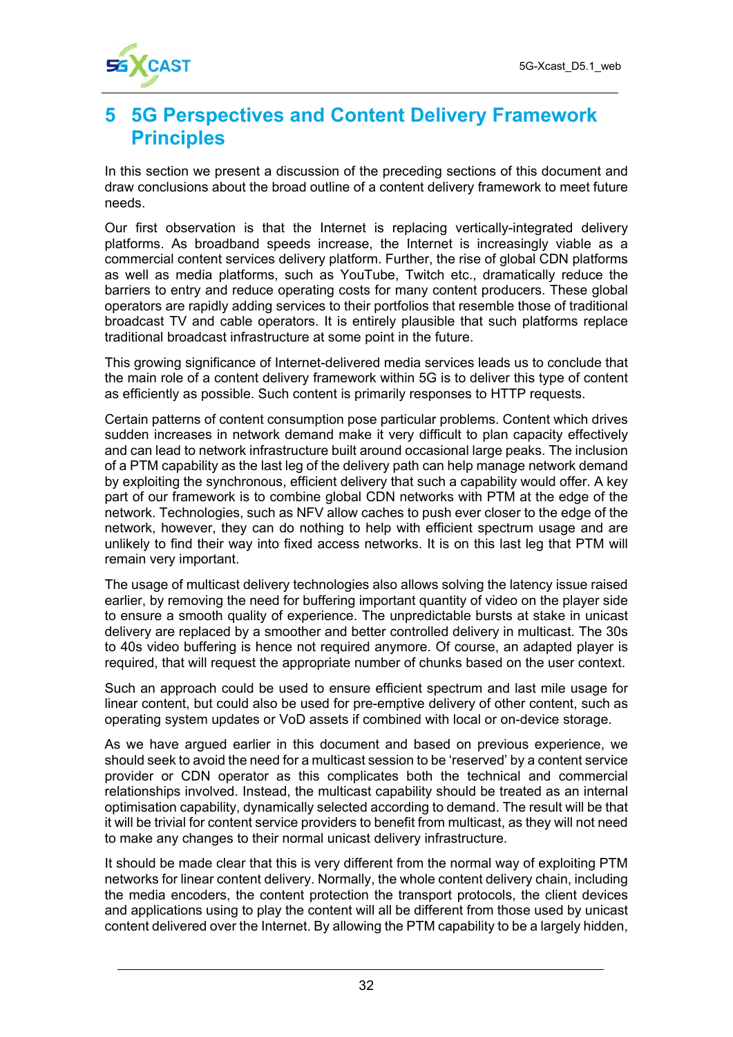# 5 5G Perspectives and Content Delivery Framework Principles

In this section we present a discussion of the preceding sections of this document and draw conclusions about the broad outline of a content delivery framework to meet future needs.

Our first observation is that the Internet is replacing vertically-integrated delivery platforms. As broadband speeds increase, the Internet is increasingly viable as a commercial content services delivery platform. Further, the rise of global CDN platforms as well as media platforms, such as YouTube, Twitch etc., dramatically reduce the barriers to entry and reduce operating costs for many content producers. These global operators are rapidly adding services to their portfolios that resemble those of traditional broadcast TV and cable operators. It is entirely plausible that such platforms replace traditional broadcast infrastructure at some point in the future.

This growing significance of Internet-delivered media services leads us to conclude that the main role of a content delivery framework within 5G is to deliver this type of content as efficiently as possible. Such content is primarily responses to HTTP requests.

Certain patterns of content consumption pose particular problems. Content which drives sudden increases in network demand make it very difficult to plan capacity effectively and can lead to network infrastructure built around occasional large peaks. The inclusion of a PTM capability as the last leg of the delivery path can help manage network demand by exploiting the synchronous, efficient delivery that such a capability would offer. A key part of our framework is to combine global CDN networks with PTM at the edge of the network. Technologies, such as NFV allow caches to push ever closer to the edge of the network, however, they can do nothing to help with efficient spectrum usage and are unlikely to find their way into fixed access networks. It is on this last leg that PTM will remain very important.

The usage of multicast delivery technologies also allows solving the latency issue raised earlier, by removing the need for buffering important quantity of video on the player side to ensure a smooth quality of experience. The unpredictable bursts at stake in unicast delivery are replaced by a smoother and better controlled delivery in multicast. The 30s to 40s video buffering is hence not required anymore. Of course, an adapted player is required, that will request the appropriate number of chunks based on the user context.

Such an approach could be used to ensure efficient spectrum and last mile usage for linear content, but could also be used for pre-emptive delivery of other content, such as operating system updates or VoD assets if combined with local or on-device storage.

As we have argued earlier in this document and based on previous experience, we should seek to avoid the need for a multicast session to be 'reserved' by a content service provider or CDN operator as this complicates both the technical and commercial relationships involved. Instead, the multicast capability should be treated as an internal optimisation capability, dynamically selected according to demand. The result will be that it will be trivial for content service providers to benefit from multicast, as they will not need to make any changes to their normal unicast delivery infrastructure.

It should be made clear that this is very different from the normal way of exploiting PTM networks for linear content delivery. Normally, the whole content delivery chain, including the media encoders, the content protection the transport protocols, the client devices and applications using to play the content will all be different from those used by unicast content delivered over the Internet. By allowing the PTM capability to be a largely hidden,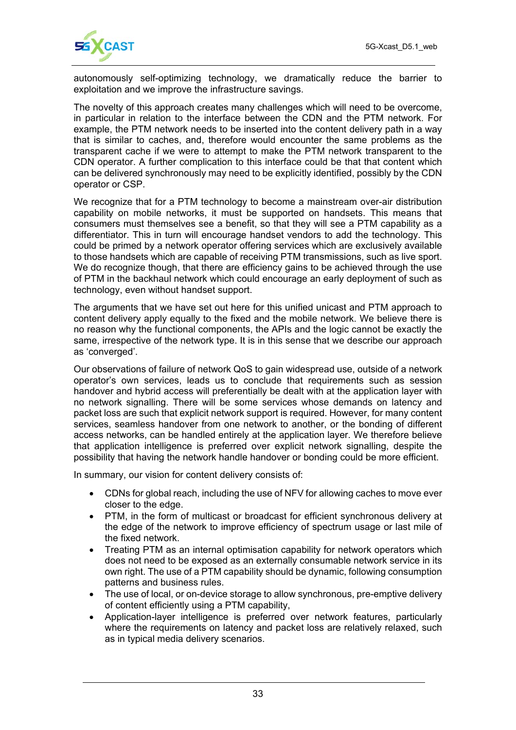autonomously self-optimizing technology, we dramatically reduce the barrier to exploitation and we improve the infrastructure savings.

The novelty of this approach creates many challenges which will need to be overcome, in particular in relation to the interface between the CDN and the PTM network. For example, the PTM network needs to be inserted into the content delivery path in a way that is similar to caches, and, therefore would encounter the same problems as the transparent cache if we were to attempt to make the PTM network transparent to the CDN operator. A further complication to this interface could be that that content which can be delivered synchronously may need to be explicitly identified, possibly by the CDN operator or CSP.

We recognize that for a PTM technology to become a mainstream over-air distribution capability on mobile networks, it must be supported on handsets. This means that consumers must themselves see a benefit, so that they will see a PTM capability as a differentiator. This in turn will encourage handset vendors to add the technology. This could be primed by a network operator offering services which are exclusively available to those handsets which are capable of receiving PTM transmissions, such as live sport. We do recognize though, that there are efficiency gains to be achieved through the use of PTM in the backhaul network which could encourage an early deployment of such as technology, even without handset support.

The arguments that we have set out here for this unified unicast and PTM approach to content delivery apply equally to the fixed and the mobile network. We believe there is no reason why the functional components, the APIs and the logic cannot be exactly the same, irrespective of the network type. It is in this sense that we describe our approach as 'converged'.

Our observations of failure of network QoS to gain widespread use, outside of a network operator's own services, leads us to conclude that requirements such as session handover and hybrid access will preferentially be dealt with at the application layer with no network signalling. There will be some services whose demands on latency and packet loss are such that explicit network support is required. However, for many content services, seamless handover from one network to another, or the bonding of different access networks, can be handled entirely at the application layer. We therefore believe that application intelligence is preferred over explicit network signalling, despite the possibility that having the network handle handover or bonding could be more efficient.

In summary, our vision for content delivery consists of:

- CDNs for global reach, including the use of NFV for allowing caches to move ever closer to the edge.
- PTM, in the form of multicast or broadcast for efficient synchronous delivery at the edge of the network to improve efficiency of spectrum usage or last mile of the fixed network.
- Treating PTM as an internal optimisation capability for network operators which does not need to be exposed as an externally consumable network service in its own right. The use of a PTM capability should be dynamic, following consumption patterns and business rules.
- The use of local, or on-device storage to allow synchronous, pre-emptive delivery of content efficiently using a PTM capability,
- Application-layer intelligence is preferred over network features, particularly where the requirements on latency and packet loss are relatively relaxed, such as in typical media delivery scenarios.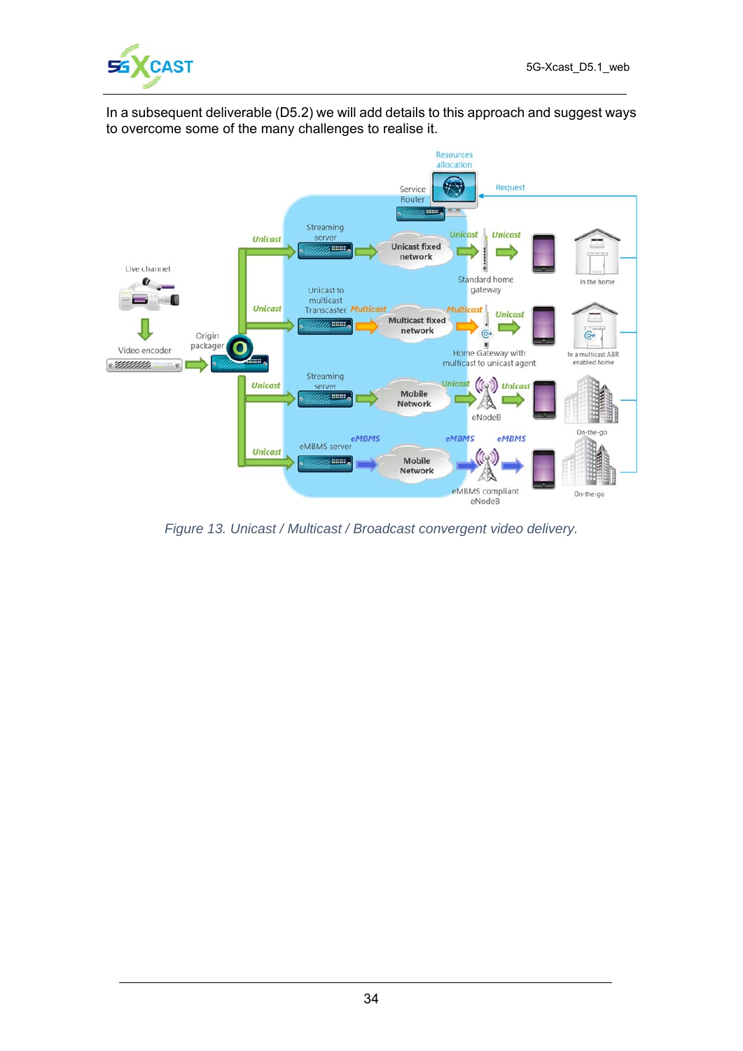In a subsequent deliverable (D5.2) we will add details to this approach and suggest ways to overcome some of the many challenges to realise it.

*Figure 13. Unicast / Multicast / Broadcast convergent video delivery.*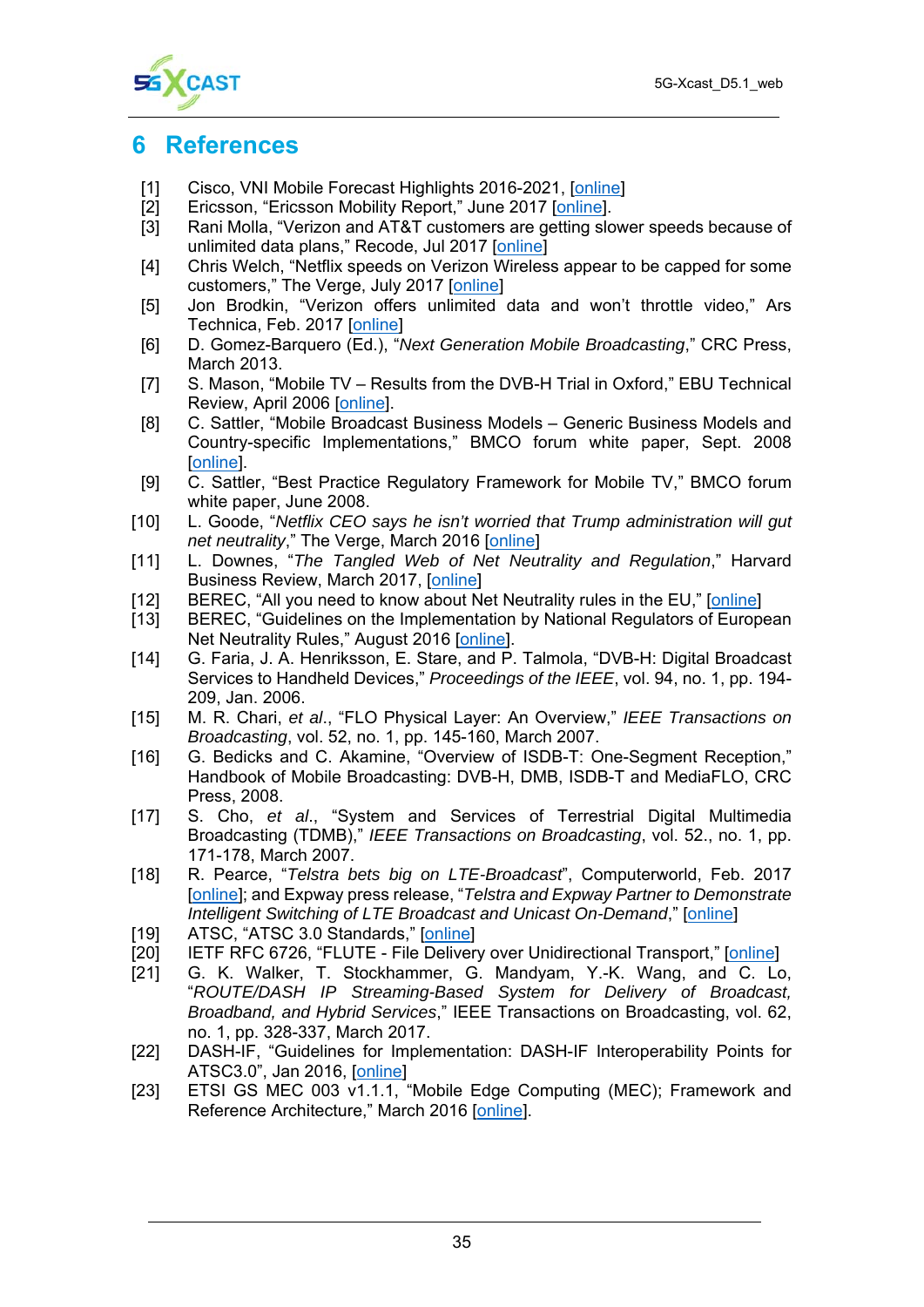# 6 References

[1] Cisco, VNI Mobile Forecast Highlights 2016-2021, [online]

[2] Ericsson, "Ericsson Mobility Report," June 2017 [online].

[3] Rani Molla, "Verizon and AT&T customers are getting slower speeds because of unlimited data plans," Recode, Jul 2017 [online]

[4] Chris Welch, "Netflix speeds on Verizon Wireless appear to be capped for some customers," The Verge, July 2017 [online]

[5] Jon Brodkin, "Verizon offers unlimited data and won't throttle video," Ars Technica, Feb. 2017 [online]

[6] D. Gomez-Barquero (Ed.), "*Next Generation Mobile Broadcasting*," CRC Press, March 2013.

[7] S. Mason, "Mobile TV – Results from the DVB-H Trial in Oxford," EBU Technical Review, April 2006 [online].

[8] C. Sattler, "Mobile Broadcast Business Models – Generic Business Models and Country-specific Implementations," BMCO forum white paper, Sept. 2008 [online].

[9] C. Sattler, "Best Practice Regulatory Framework for Mobile TV," BMCO forum white paper, June 2008.

[10] L. Goode, "*Netflix CEO says he isn't worried that Trump administration will gut net neutrality*," The Verge, March 2016 [online]

[11] L. Downes, "*The Tangled Web of Net Neutrality and Regulation*," Harvard Business Review, March 2017, [online]

[12] BEREC, "All you need to know about Net Neutrality rules in the EU," [online]

[13] BEREC, "Guidelines on the Implementation by National Regulators of European Net Neutrality Rules," August 2016 [online].

[14] G. Faria, J. A. Henriksson, E. Stare, and P. Talmola, "DVB-H: Digital Broadcast Services to Handheld Devices," *Proceedings of the IEEE*, vol. 94, no. 1, pp. 194-209, Jan. 2006.

[15] M. R. Chari, *et al*., "FLO Physical Layer: An Overview," *IEEE Transactions on Broadcasting*, vol. 52, no. 1, pp. 145-160, March 2007.

[16] G. Bedicks and C. Akamine, "Overview of ISDB-T: One-Segment Reception," Handbook of Mobile Broadcasting: DVB-H, DMB, ISDB-T and MediaFLO, CRC Press, 2008.

[17] S. Cho, *et al*., "System and Services of Terrestrial Digital Multimedia Broadcasting (TDMB)," *IEEE Transactions on Broadcasting*, vol. 52., no. 1, pp. 171-178, March 2007.

[18] R. Pearce, "*Telstra bets big on LTE-Broadcast*", Computerworld, Feb. 2017 [online]; and Expway press release, "*Telstra and Expway Partner to Demonstrate Intelligent Switching of LTE Broadcast and Unicast On-Demand*," [online]

[19] ATSC, "ATSC 3.0 Standards," [online]

[20] IETF RFC 6726, "FLUTE - File Delivery over Unidirectional Transport," [online]

[21] G. K. Walker, T. Stockhammer, G. Mandyam, Y.-K. Wang, and C. Lo, "*ROUTE/DASH IP Streaming-Based System for Delivery of Broadcast, Broadband, and Hybrid Services*," IEEE Transactions on Broadcasting, vol. 62, no. 1, pp. 328-337, March 2017.

[22] DASH-IF, "Guidelines for Implementation: DASH-IF Interoperability Points for ATSC3.0", Jan 2016, [online]

[23] ETSI GS MEC 003 v1.1.1, "Mobile Edge Computing (MEC); Framework and Reference Architecture," March 2016 [online].